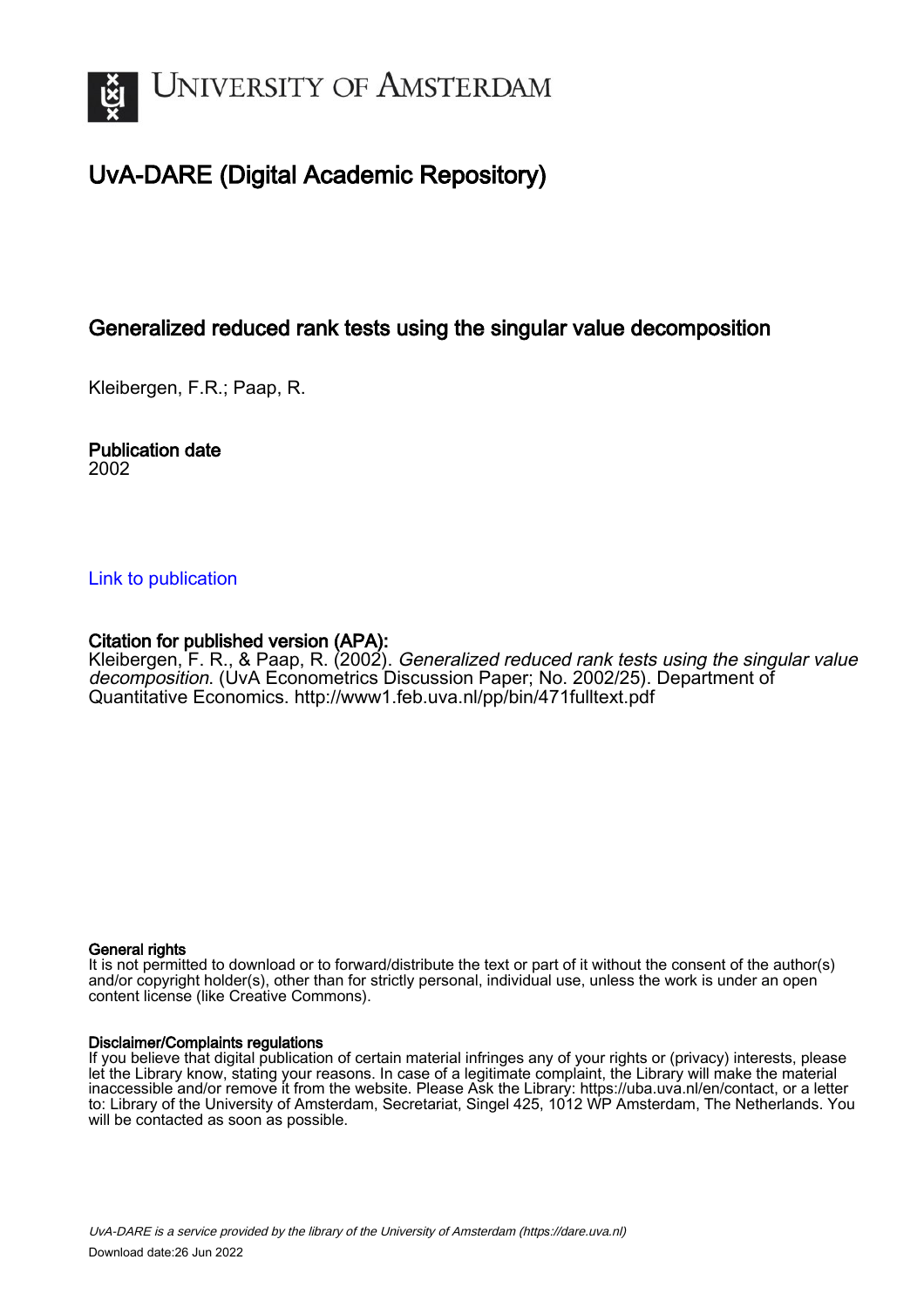# UNIVERSITY OF AMSTERDAM

## UvA-DARE (Digital Academic Repository)

### Generalized reduced rank tests using the singular value decomposition

Kleibergen, F.R.; Paap, R.

**Publication date**
2002

Link to publication

**Citation for published version (APA):**
Kleibergen, F. R., & Paap, R. (2002). *Generalized reduced rank tests using the singular value decomposition*. (UvA Econometrics Discussion Paper; No. 2002/25). Department of Quantitative Economics. http://www1.feb.uva.nl/pp/bin/471fulltext.pdf

**General rights**
It is not permitted to download or to forward/distribute the text or part of it without the consent of the author(s) and/or copyright holder(s), other than for strictly personal, individual use, unless the work is under an open content license (like Creative Commons).

**Disclaimer/Complaints regulations**
If you believe that digital publication of certain material infringes any of your rights or (privacy) interests, please let the Library know, stating your reasons. In case of a legitimate complaint, the Library will make the material inaccessible and/or remove it from the website. Please Ask the Library: https://uba.uva.nl/en/contact, or a letter to: Library of the University of Amsterdam, Secretariat, Singel 425, 1012 WP Amsterdam, The Netherlands. You will be contacted as soon as possible.

*UvA-DARE is a service provided by the library of the University of Amsterdam (https://dare.uva.nl)*
Download date:26 Jun 2022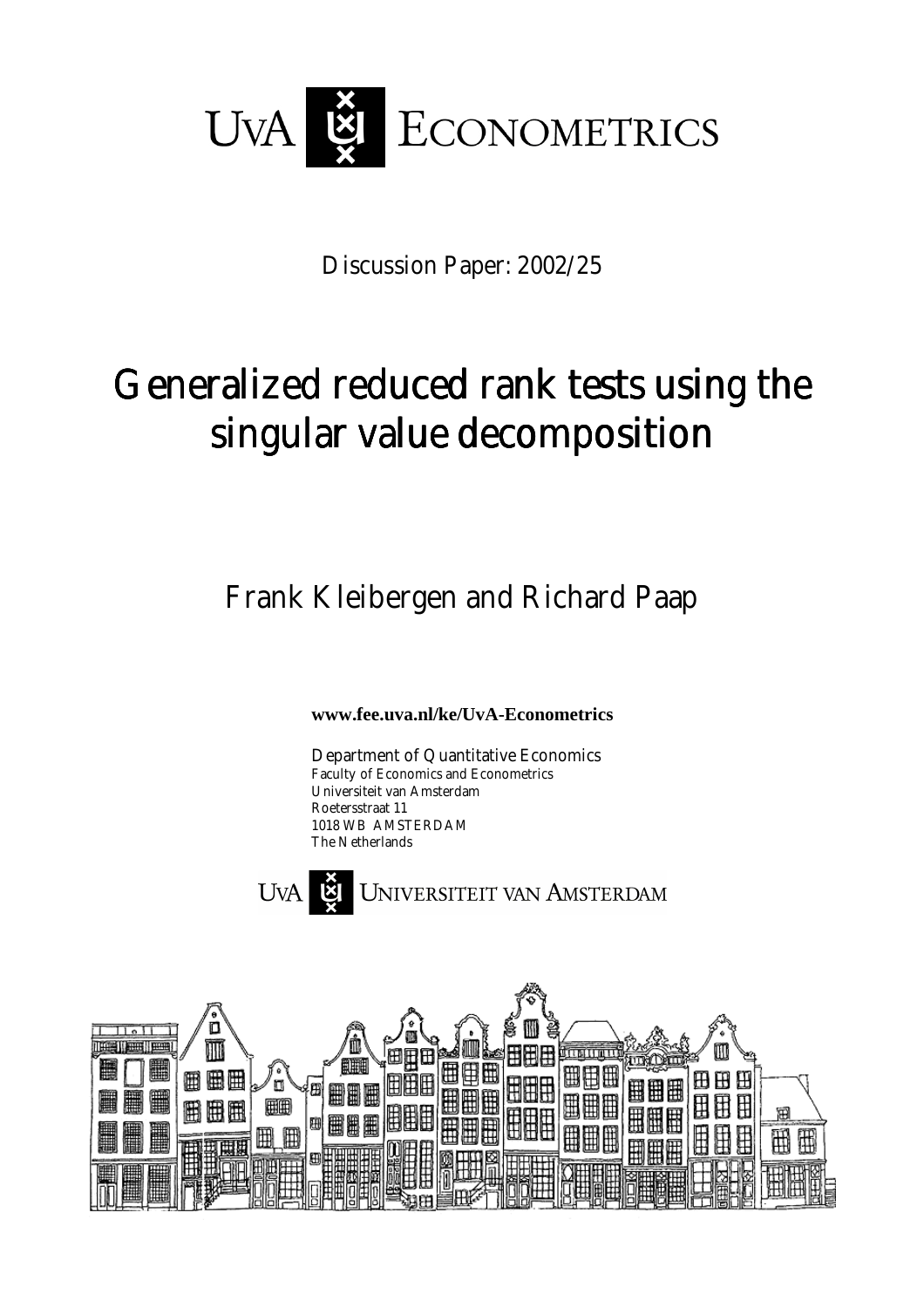UvA ECONOMETRICS

Discussion Paper: 2002/25

# Generalized reduced rank tests using the singular value decomposition

Frank Kleibergen and Richard Paap

**www.fee.uva.nl/ke/UvA-Econometrics**

Department of Quantitative Economics
Faculty of Economics and Econometrics
Universiteit van Amsterdam
Roetersstraat 11
1018 WB AMSTERDAM
The Netherlands

UvA UNIVERSITEIT VAN AMSTERDAM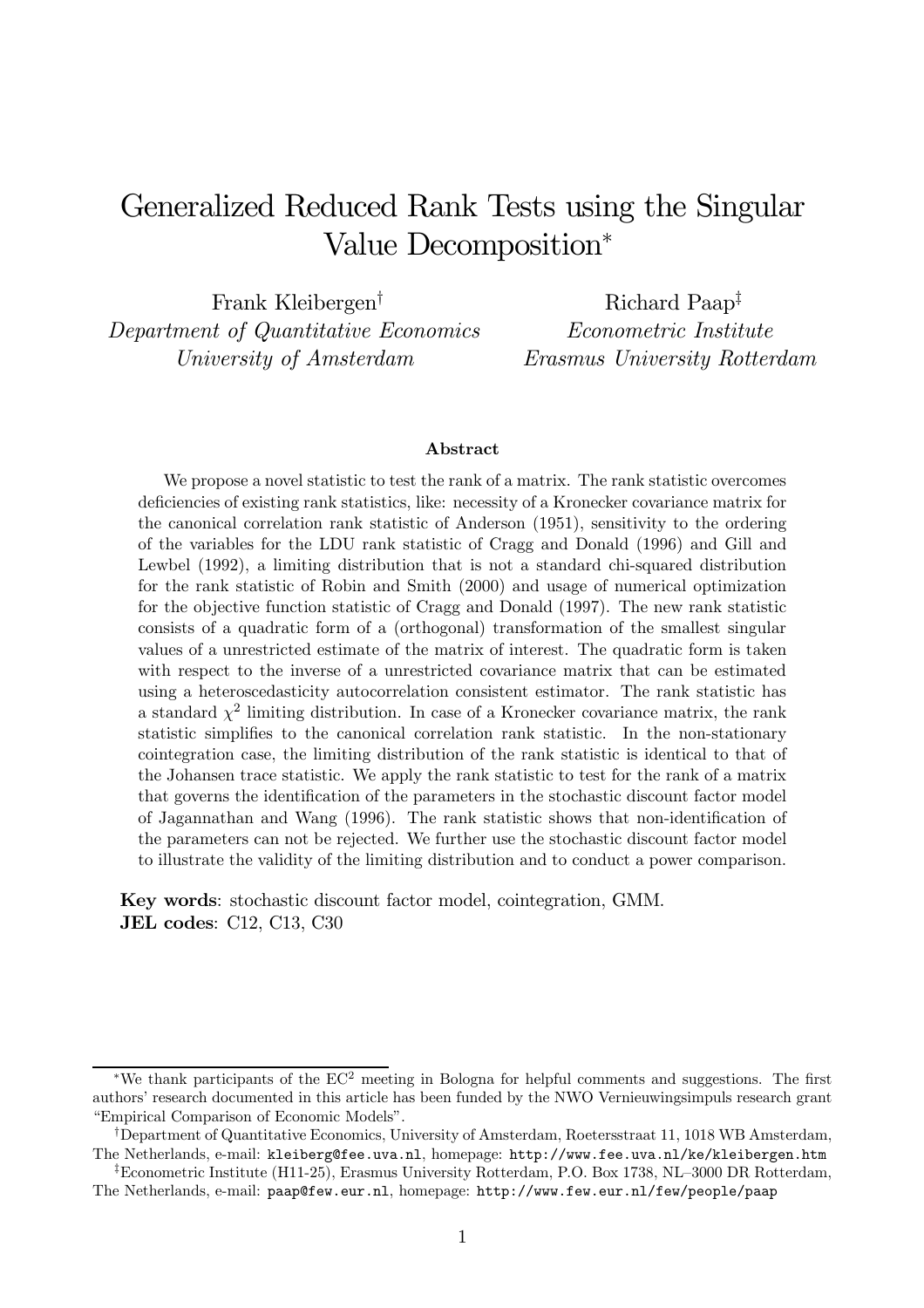# Generalized Reduced Rank Tests using the Singular Value Decomposition*

Frank Kleibergen[†]
*Department of Quantitative Economics*
*University of Amsterdam*

Richard Paap[‡]
*Econometric Institute*
*Erasmus University Rotterdam*

### Abstract

We propose a novel statistic to test the rank of a matrix. The rank statistic overcomes deficiencies of existing rank statistics, like: necessity of a Kronecker covariance matrix for the canonical correlation rank statistic of Anderson (1951), sensitivity to the ordering of the variables for the LDU rank statistic of Cragg and Donald (1996) and Gill and Lewbel (1992), a limiting distribution that is not a standard chi-squared distribution for the rank statistic of Robin and Smith (2000) and usage of numerical optimization for the objective function statistic of Cragg and Donald (1997). The new rank statistic consists of a quadratic form of a (orthogonal) transformation of the smallest singular values of a unrestricted estimate of the matrix of interest. The quadratic form is taken with respect to the inverse of a unrestricted covariance matrix that can be estimated using a heteroscedasticity autocorrelation consistent estimator. The rank statistic has a standard $\chi^2$ limiting distribution. In case of a Kronecker covariance matrix, the rank statistic simplifies to the canonical correlation rank statistic. In the non-stationary cointegration case, the limiting distribution of the rank statistic is identical to that of the Johansen trace statistic. We apply the rank statistic to test for the rank of a matrix that governs the identification of the parameters in the stochastic discount factor model of Jagannathan and Wang (1996). The rank statistic shows that non-identification of the parameters can not be rejected. We further use the stochastic discount factor model to illustrate the validity of the limiting distribution and to conduct a power comparison.

**Key words**: stochastic discount factor model, cointegration, GMM.
**JEL codes**: C12, C13, C30

---

*We thank participants of the EC$^2$ meeting in Bologna for helpful comments and suggestions. The first authors' research documented in this article has been funded by the NWO Vernieuwingsimpuls research grant "Empirical Comparison of Economic Models".

[†]Department of Quantitative Economics, University of Amsterdam, Roetersstraat 11, 1018 WB Amsterdam, The Netherlands, e-mail: kleiberg@fee.uva.nl, homepage: http://www.fee.uva.nl/ke/kleibergen.htm

[‡]Econometric Institute (H11-25), Erasmus University Rotterdam, P.O. Box 1738, NL–3000 DR Rotterdam, The Netherlands, e-mail: paap@few.eur.nl, homepage: http://www.few.eur.nl/few/people/paap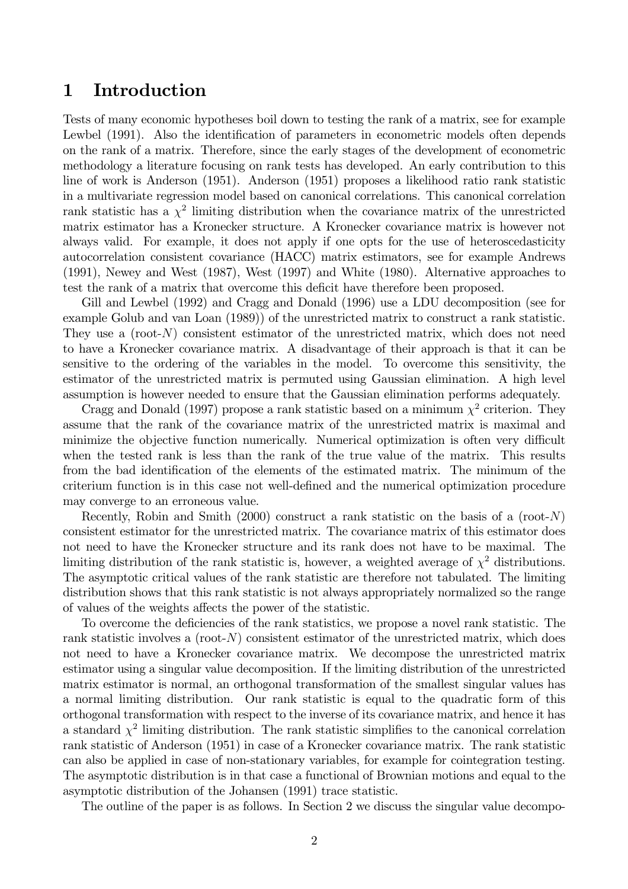# 1 Introduction

Tests of many economic hypotheses boil down to testing the rank of a matrix, see for example Lewbel (1991). Also the identification of parameters in econometric models often depends on the rank of a matrix. Therefore, since the early stages of the development of econometric methodology a literature focusing on rank tests has developed. An early contribution to this line of work is Anderson (1951). Anderson (1951) proposes a likelihood ratio rank statistic in a multivariate regression model based on canonical correlations. This canonical correlation rank statistic has a $\chi^2$ limiting distribution when the covariance matrix of the unrestricted matrix estimator has a Kronecker structure. A Kronecker covariance matrix is however not always valid. For example, it does not apply if one opts for the use of heteroscedasticity autocorrelation consistent covariance (HACC) matrix estimators, see for example Andrews (1991), Newey and West (1987), West (1997) and White (1980). Alternative approaches to test the rank of a matrix that overcome this deficit have therefore been proposed.

Gill and Lewbel (1992) and Cragg and Donald (1996) use a LDU decomposition (see for example Golub and van Loan (1989)) of the unrestricted matrix to construct a rank statistic. They use a (root-$N$) consistent estimator of the unrestricted matrix, which does not need to have a Kronecker covariance matrix. A disadvantage of their approach is that it can be sensitive to the ordering of the variables in the model. To overcome this sensitivity, the estimator of the unrestricted matrix is permuted using Gaussian elimination. A high level assumption is however needed to ensure that the Gaussian elimination performs adequately.

Cragg and Donald (1997) propose a rank statistic based on a minimum $\chi^2$ criterion. They assume that the rank of the covariance matrix of the unrestricted matrix is maximal and minimize the objective function numerically. Numerical optimization is often very difficult when the tested rank is less than the rank of the true value of the matrix. This results from the bad identification of the elements of the estimated matrix. The minimum of the criterium function is in this case not well-defined and the numerical optimization procedure may converge to an erroneous value.

Recently, Robin and Smith (2000) construct a rank statistic on the basis of a (root-$N$) consistent estimator for the unrestricted matrix. The covariance matrix of this estimator does not need to have the Kronecker structure and its rank does not have to be maximal. The limiting distribution of the rank statistic is, however, a weighted average of $\chi^2$ distributions. The asymptotic critical values of the rank statistic are therefore not tabulated. The limiting distribution shows that this rank statistic is not always appropriately normalized so the range of values of the weights affects the power of the statistic.

To overcome the deficiencies of the rank statistics, we propose a novel rank statistic. The rank statistic involves a (root-$N$) consistent estimator of the unrestricted matrix, which does not need to have a Kronecker covariance matrix. We decompose the unrestricted matrix estimator using a singular value decomposition. If the limiting distribution of the unrestricted matrix estimator is normal, an orthogonal transformation of the smallest singular values has a normal limiting distribution. Our rank statistic is equal to the quadratic form of this orthogonal transformation with respect to the inverse of its covariance matrix, and hence it has a standard $\chi^2$ limiting distribution. The rank statistic simplifies to the canonical correlation rank statistic of Anderson (1951) in case of a Kronecker covariance matrix. The rank statistic can also be applied in case of non-stationary variables, for example for cointegration testing. The asymptotic distribution is in that case a functional of Brownian motions and equal to the asymptotic distribution of the Johansen (1991) trace statistic.

The outline of the paper is as follows. In Section 2 we discuss the singular value decompo-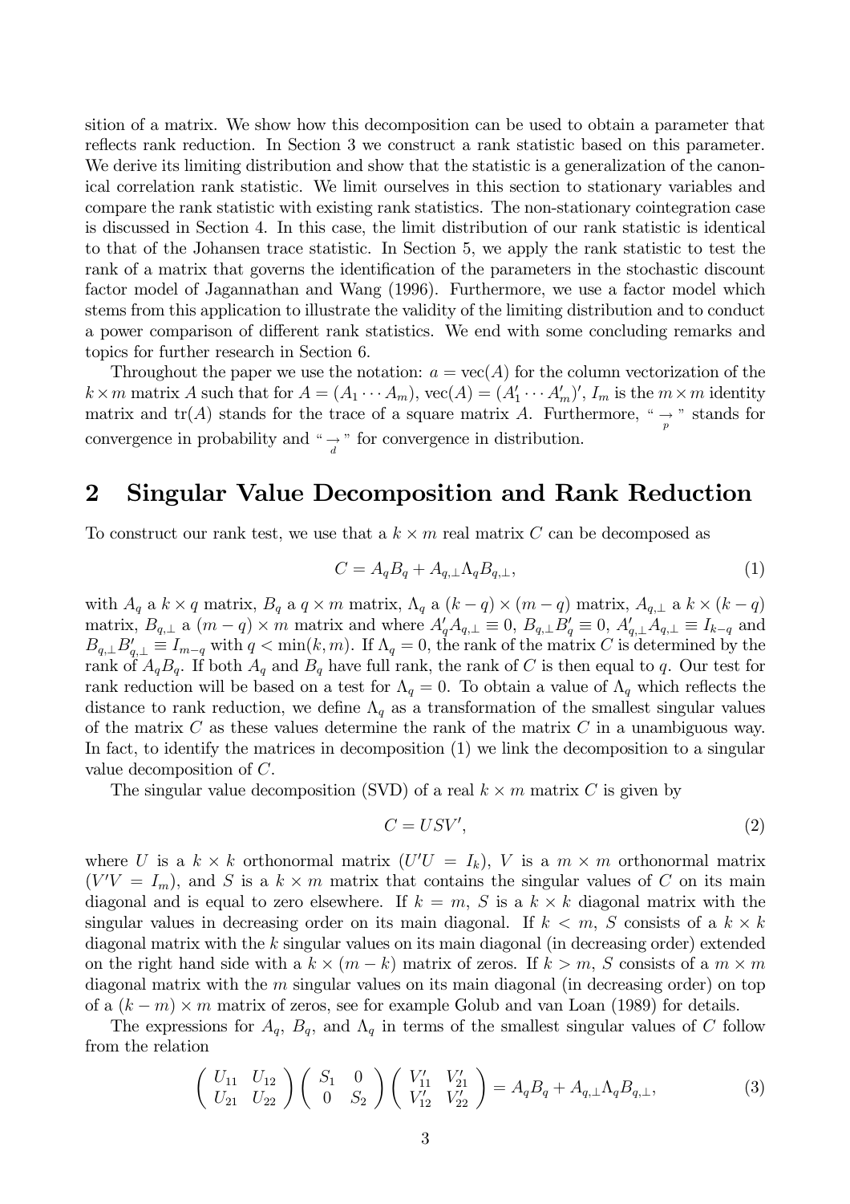sition of a matrix. We show how this decomposition can be used to obtain a parameter that reflects rank reduction. In Section 3 we construct a rank statistic based on this parameter. We derive its limiting distribution and show that the statistic is a generalization of the canonical correlation rank statistic. We limit ourselves in this section to stationary variables and compare the rank statistic with existing rank statistics. The non-stationary cointegration case is discussed in Section 4. In this case, the limit distribution of our rank statistic is identical to that of the Johansen trace statistic. In Section 5, we apply the rank statistic to test the rank of a matrix that governs the identification of the parameters in the stochastic discount factor model of Jagannathan and Wang (1996). Furthermore, we use a factor model which stems from this application to illustrate the validity of the limiting distribution and to conduct a power comparison of different rank statistics. We end with some concluding remarks and topics for further research in Section 6.

Throughout the paper we use the notation: $a = \text{vec}(A)$ for the column vectorization of the $k \times m$ matrix $A$ such that for $A = (A_1 \cdots A_m)$, $\text{vec}(A) = (A_1' \cdots A_m')'$, $I_m$ is the $m \times m$ identity matrix and $\text{tr}(A)$ stands for the trace of a square matrix $A$. Furthermore, " $\underset{p}{\to}$ " stands for convergence in probability and " $\underset{d}{\to}$ " for convergence in distribution.

## 2 Singular Value Decomposition and Rank Reduction

To construct our rank test, we use that a $k \times m$ real matrix $C$ can be decomposed as

$$C = A_q B_q + A_{q,\perp} \Lambda_q B_{q,\perp}, \tag{1}$$

with $A_q$ a $k \times q$ matrix, $B_q$ a $q \times m$ matrix, $\Lambda_q$ a $(k-q) \times (m-q)$ matrix, $A_{q,\perp}$ a $k \times (k-q)$ matrix, $B_{q,\perp}$ a $(m-q) \times m$ matrix and where $A_q' A_{q,\perp} \equiv 0$, $B_{q,\perp} B_q' \equiv 0$, $A_{q,\perp}' A_{q,\perp} \equiv I_{k-q}$ and $B_{q,\perp} B_{q,\perp}' \equiv I_{m-q}$ with $q < \min(k,m)$. If $\Lambda_q = 0$, the rank of the matrix $C$ is determined by the rank of $A_q B_q$. If both $A_q$ and $B_q$ have full rank, the rank of $C$ is then equal to $q$. Our test for rank reduction will be based on a test for $\Lambda_q = 0$. To obtain a value of $\Lambda_q$ which reflects the distance to rank reduction, we define $\Lambda_q$ as a transformation of the smallest singular values of the matrix $C$ as these values determine the rank of the matrix $C$ in a unambiguous way. In fact, to identify the matrices in decomposition (1) we link the decomposition to a singular value decomposition of $C$.

The singular value decomposition (SVD) of a real $k \times m$ matrix $C$ is given by

$$C = USV', \tag{2}$$

where $U$ is a $k \times k$ orthonormal matrix ($U'U = I_k$), $V$ is a $m \times m$ orthonormal matrix ($V'V = I_m$), and $S$ is a $k \times m$ matrix that contains the singular values of $C$ on its main diagonal and is equal to zero elsewhere. If $k = m$, $S$ is a $k \times k$ diagonal matrix with the singular values in decreasing order on its main diagonal. If $k < m$, $S$ consists of a $k \times k$ diagonal matrix with the $k$ singular values on its main diagonal (in decreasing order) extended on the right hand side with a $k \times (m-k)$ matrix of zeros. If $k > m$, $S$ consists of a $m \times m$ diagonal matrix with the $m$ singular values on its main diagonal (in decreasing order) on top of a $(k-m) \times m$ matrix of zeros, see for example Golub and van Loan (1989) for details.

The expressions for $A_q$, $B_q$, and $\Lambda_q$ in terms of the smallest singular values of $C$ follow from the relation

$$\begin{pmatrix} U_{11} & U_{12} \\ U_{21} & U_{22} \end{pmatrix} \begin{pmatrix} S_1 & 0 \\ 0 & S_2 \end{pmatrix} \begin{pmatrix} V_{11}' & V_{21}' \\ V_{12}' & V_{22}' \end{pmatrix} = A_q B_q + A_{q,\perp} \Lambda_q B_{q,\perp}, \tag{3}$$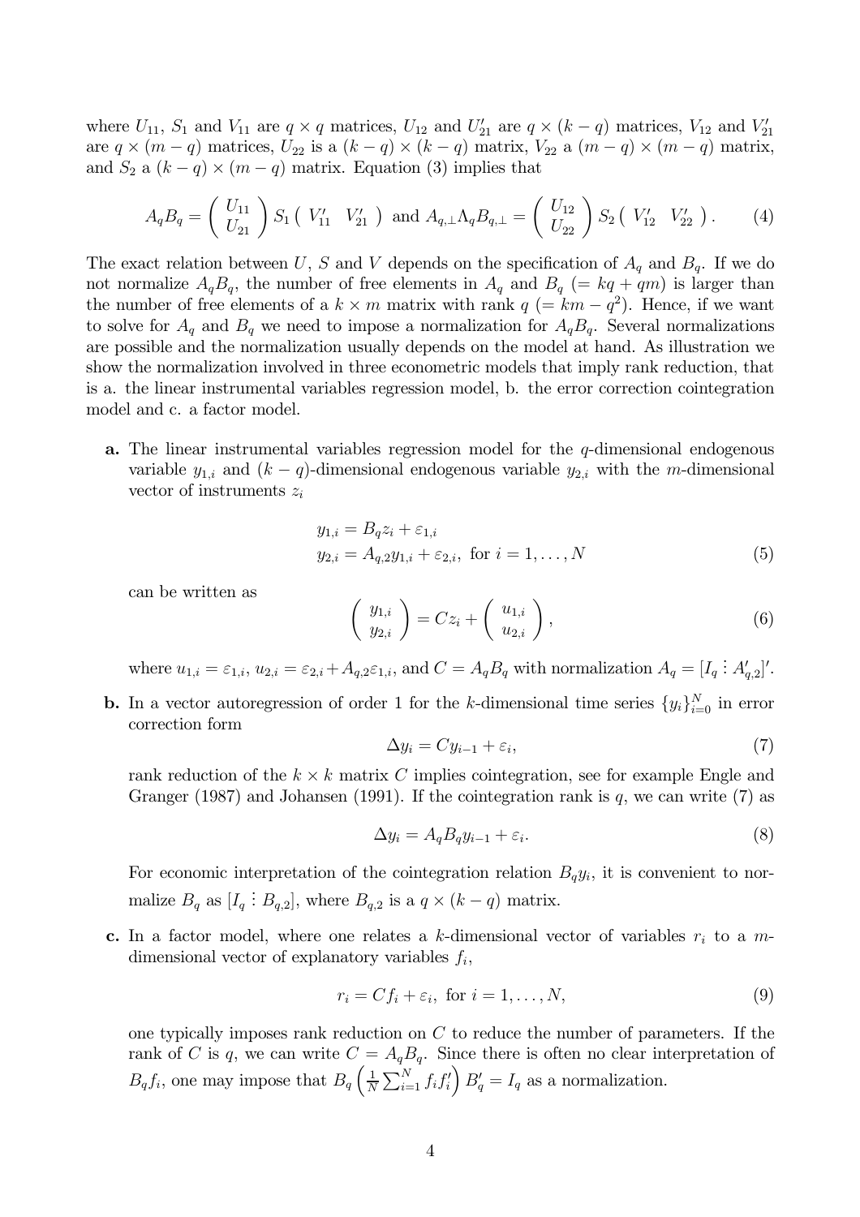where $U_{11}$, $S_1$ and $V_{11}$ are $q \times q$ matrices, $U_{12}$ and $U_{21}'$ are $q \times (k-q)$ matrices, $V_{12}$ and $V_{21}'$ are $q \times (m-q)$ matrices, $U_{22}$ is a $(k-q) \times (k-q)$ matrix, $V_{22}$ a $(m-q) \times (m-q)$ matrix, and $S_2$ a $(k-q) \times (m-q)$ matrix. Equation (3) implies that

$$A_q B_q = \begin{pmatrix} U_{11} \\ U_{21} \end{pmatrix} S_1 \begin{pmatrix} V_{11}' & V_{21}' \end{pmatrix} \text{ and } A_{q,\perp} \Lambda_q B_{q,\perp} = \begin{pmatrix} U_{12} \\ U_{22} \end{pmatrix} S_2 \begin{pmatrix} V_{12}' & V_{22}' \end{pmatrix}. \tag{4}$$

The exact relation between $U$, $S$ and $V$ depends on the specification of $A_q$ and $B_q$. If we do not normalize $A_q B_q$, the number of free elements in $A_q$ and $B_q$ ($= kq + qm$) is larger than the number of free elements of a $k \times m$ matrix with rank $q$ ($= km - q^2$). Hence, if we want to solve for $A_q$ and $B_q$ we need to impose a normalization for $A_q B_q$. Several normalizations are possible and the normalization usually depends on the model at hand. As illustration we show the normalization involved in three econometric models that imply rank reduction, that is a. the linear instrumental variables regression model, b. the error correction cointegration model and c. a factor model.

**a.** The linear instrumental variables regression model for the $q$-dimensional endogenous variable $y_{1,i}$ and $(k-q)$-dimensional endogenous variable $y_{2,i}$ with the $m$-dimensional vector of instruments $z_i$

$$\begin{aligned} y_{1,i} &= B_q z_i + \varepsilon_{1,i} \\ y_{2,i} &= A_{q,2} y_{1,i} + \varepsilon_{2,i}, \text{ for } i = 1, \ldots, N \end{aligned} \tag{5}$$

can be written as

$$\begin{pmatrix} y_{1,i} \\ y_{2,i} \end{pmatrix} = C z_i + \begin{pmatrix} u_{1,i} \\ u_{2,i} \end{pmatrix}, \tag{6}$$

where $u_{1,i} = \varepsilon_{1,i}$, $u_{2,i} = \varepsilon_{2,i} + A_{q,2}\varepsilon_{1,i}$, and $C = A_q B_q$ with normalization $A_q = [I_q \vdots A_{q,2}']'$.

**b.** In a vector autoregression of order 1 for the $k$-dimensional time series $\{y_i\}_{i=0}^N$ in error correction form

$$\Delta y_i = C y_{i-1} + \varepsilon_i, \tag{7}$$

rank reduction of the $k \times k$ matrix $C$ implies cointegration, see for example Engle and Granger (1987) and Johansen (1991). If the cointegration rank is $q$, we can write (7) as

$$\Delta y_i = A_q B_q y_{i-1} + \varepsilon_i. \tag{8}$$

For economic interpretation of the cointegration relation $B_q y_i$, it is convenient to normalize $B_q$ as $[I_q \vdots B_{q,2}]$, where $B_{q,2}$ is a $q \times (k-q)$ matrix.

**c.** In a factor model, where one relates a $k$-dimensional vector of variables $r_i$ to a $m$-dimensional vector of explanatory variables $f_i$,

$$r_i = C f_i + \varepsilon_i, \text{ for } i = 1, \ldots, N, \tag{9}$$

one typically imposes rank reduction on $C$ to reduce the number of parameters. If the rank of $C$ is $q$, we can write $C = A_q B_q$. Since there is often no clear interpretation of $B_q f_i$, one may impose that $B_q \left( \frac{1}{N} \sum_{i=1}^N f_i f_i' \right) B_q' = I_q$ as a normalization.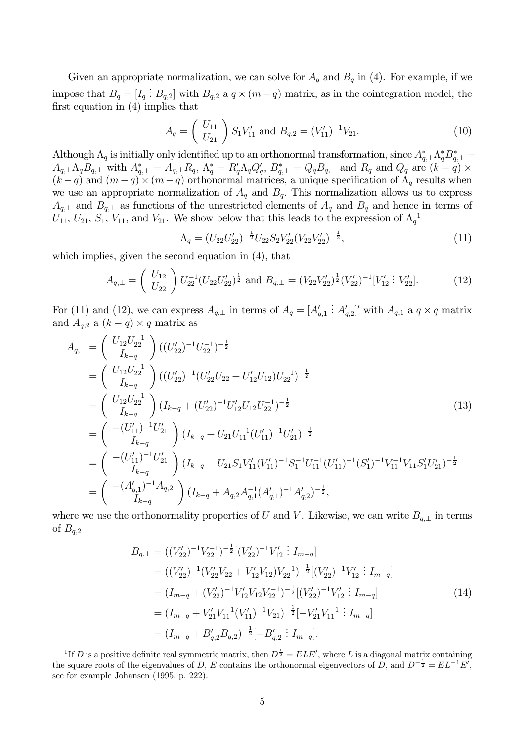Given an appropriate normalization, we can solve for $A_q$ and $B_q$ in (4). For example, if we impose that $B_q = [I_q \vdots B_{q,2}]$ with $B_{q,2}$ a $q \times (m-q)$ matrix, as in the cointegration model, the first equation in (4) implies that

$$A_q = \begin{pmatrix} U_{11} \\ U_{21} \end{pmatrix} S_1 V_{11}' \text{ and } B_{q,2} = (V_{11}')^{-1} V_{21}. \tag{10}$$

Although $\Lambda_q$ is initially only identified up to an orthonormal transformation, since $A_{q,\perp}^* \Lambda_q^* B_{q,\perp}^* = A_{q,\perp} \Lambda_q B_{q,\perp}$ with $A_{q,\perp}^* = A_{q,\perp} R_q$, $\Lambda_q^* = R_q' \Lambda_q Q_q'$, $B_{q,\perp}^* = Q_q B_{q,\perp}$ and $R_q$ and $Q_q$ are $(k-q) \times (k-q)$ and $(m-q) \times (m-q)$ orthonormal matrices, a unique specification of $\Lambda_q$ results when we use an appropriate normalization of $A_q$ and $B_q$. This normalization allows us to express $A_{q,\perp}$ and $B_{q,\perp}$ as functions of the unrestricted elements of $A_q$ and $B_q$ and hence in terms of $U_{11}$, $U_{21}$, $S_1$, $V_{11}$, and $V_{21}$. We show below that this leads to the expression of $\Lambda_q$[1]

$$\Lambda_q = (U_{22} U_{22}')^{-\frac{1}{2}} U_{22} S_2 V_{22}' (V_{22} V_{22}')^{-\frac{1}{2}}, \tag{11}$$

which implies, given the second equation in (4), that

$$A_{q,\perp} = \begin{pmatrix} U_{12} \\ U_{22} \end{pmatrix} U_{22}^{-1} (U_{22} U_{22}')^{\frac{1}{2}} \text{ and } B_{q,\perp} = (V_{22} V_{22}')^{\frac{1}{2}} (V_{22}')^{-1} [V_{12}' \vdots V_{22}']. \tag{12}$$

For (11) and (12), we can express $A_{q,\perp}$ in terms of $A_q = [A_{q,1}' \vdots A_{q,2}']'$ with $A_{q,1}$ a $q \times q$ matrix and $A_{q,2}$ a $(k-q) \times q$ matrix as

$$\begin{aligned}
A_{q,\perp} &= \begin{pmatrix} U_{12} U_{22}^{-1} \\ I_{k-q} \end{pmatrix} ((U_{22}')^{-1} U_{22}^{-1})^{-\frac{1}{2}} \\
&= \begin{pmatrix} U_{12} U_{22}^{-1} \\ I_{k-q} \end{pmatrix} ((U_{22}')^{-1} (U_{22}' U_{22} + U_{12}' U_{12}) U_{22}^{-1})^{-\frac{1}{2}} \\
&= \begin{pmatrix} U_{12} U_{22}^{-1} \\ I_{k-q} \end{pmatrix} (I_{k-q} + (U_{22}')^{-1} U_{12}' U_{12} U_{22}^{-1})^{-\frac{1}{2}} \\
&= \begin{pmatrix} -(U_{11}')^{-1} U_{21}' \\ I_{k-q} \end{pmatrix} (I_{k-q} + U_{21} U_{11}^{-1} (U_{11}')^{-1} U_{21}')^{-\frac{1}{2}} \\
&= \begin{pmatrix} -(U_{11}')^{-1} U_{21}' \\ I_{k-q} \end{pmatrix} (I_{k-q} + U_{21} S_1 V_{11}' (V_{11}')^{-1} S_1^{-1} U_{11}^{-1} (U_{11}')^{-1} (S_1')^{-1} V_{11}^{-1} V_{11} S_1' U_{21}')^{-\frac{1}{2}} \\
&= \begin{pmatrix} -(A_{q,1}')^{-1} A_{q,2} \\ I_{k-q} \end{pmatrix} (I_{k-q} + A_{q,2} A_{q,1}^{-1} (A_{q,1}')^{-1} A_{q,2}')^{-\frac{1}{2}},
\end{aligned} \tag{13}$$

where we use the orthonormality properties of $U$ and $V$. Likewise, we can write $B_{q,\perp}$ in terms of $B_{q,2}$

$$\begin{aligned}
B_{q,\perp} &= ((V_{22}')^{-1} V_{22}^{-1})^{-\frac{1}{2}} [(V_{22}')^{-1} V_{12}' \vdots I_{m-q}] \\
&= ((V_{22}')^{-1} (V_{22}' V_{22} + V_{12}' V_{12}) V_{22}^{-1})^{-\frac{1}{2}} [(V_{22}')^{-1} V_{12}' \vdots I_{m-q}] \\
&= (I_{m-q} + (V_{22}')^{-1} V_{12}' V_{12} V_{22}^{-1})^{-\frac{1}{2}} [(V_{22}')^{-1} V_{12}' \vdots I_{m-q}] \\
&= (I_{m-q} + V_{21}' V_{11}^{-1} (V_{11}')^{-1} V_{21})^{-\frac{1}{2}} [-V_{21}' V_{11}^{-1} \vdots I_{m-q}] \\
&= (I_{m-q} + B_{q,2}' B_{q,2})^{-\frac{1}{2}} [-B_{q,2}' \vdots I_{m-q}].
\end{aligned} \tag{14}$$

[1] If $D$ is a positive definite real symmetric matrix, then $D^{\frac{1}{2}} = ELE'$, where $L$ is a diagonal matrix containing the square roots of the eigenvalues of $D$, $E$ contains the orthonormal eigenvectors of $D$, and $D^{-\frac{1}{2}} = EL^{-1}E'$, see for example Johansen (1995, p. 222).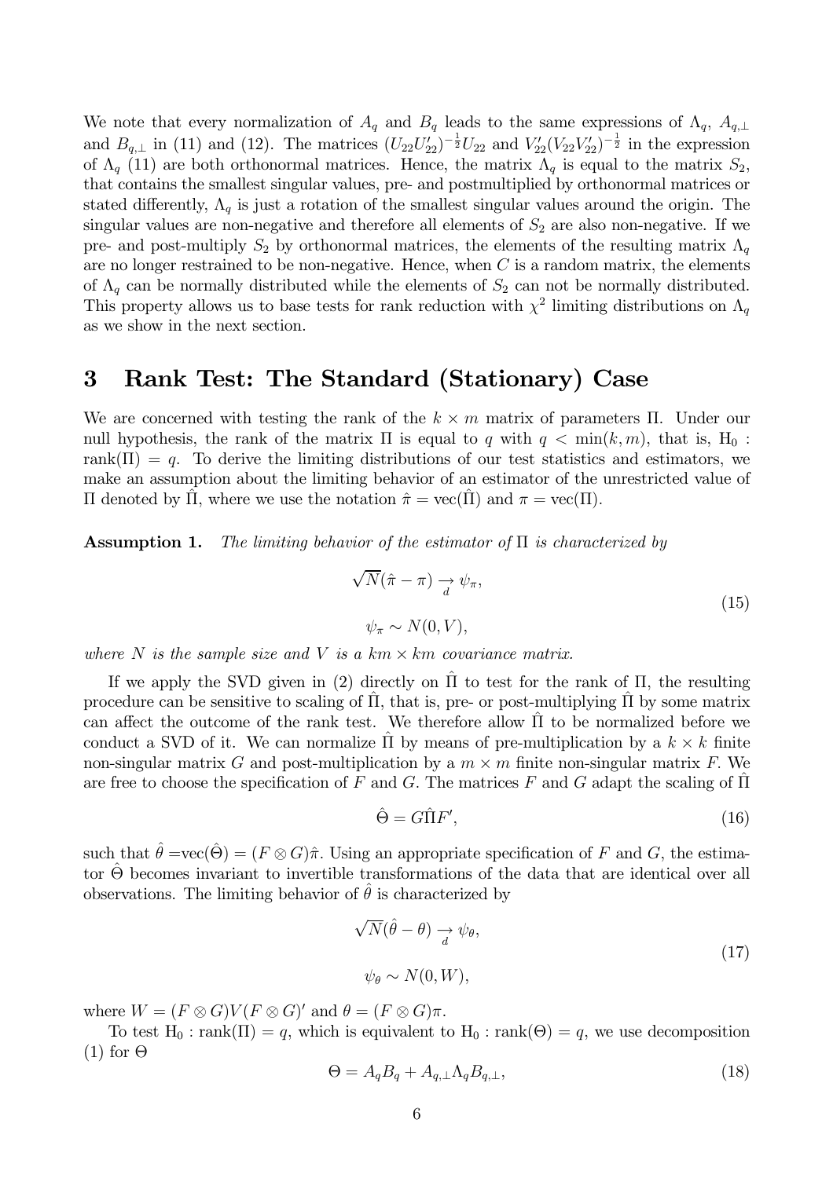We note that every normalization of $A_q$ and $B_q$ leads to the same expressions of $\Lambda_q$, $A_{q,\perp}$ and $B_{q,\perp}$ in (11) and (12). The matrices $(U_{22}U_{22}')^{-\frac{1}{2}}U_{22}$ and $V_{22}'(V_{22}V_{22}')^{-\frac{1}{2}}$ in the expression of $\Lambda_q$ (11) are both orthonormal matrices. Hence, the matrix $\Lambda_q$ is equal to the matrix $S_2$, that contains the smallest singular values, pre- and postmultiplied by orthonormal matrices or stated differently, $\Lambda_q$ is just a rotation of the smallest singular values around the origin. The singular values are non-negative and therefore all elements of $S_2$ are also non-negative. If we pre- and post-multiply $S_2$ by orthonormal matrices, the elements of the resulting matrix $\Lambda_q$ are no longer restrained to be non-negative. Hence, when $C$ is a random matrix, the elements of $\Lambda_q$ can be normally distributed while the elements of $S_2$ can not be normally distributed. This property allows us to base tests for rank reduction with $\chi^2$ limiting distributions on $\Lambda_q$ as we show in the next section.

# 3 Rank Test: The Standard (Stationary) Case

We are concerned with testing the rank of the $k \times m$ matrix of parameters $\Pi$. Under our null hypothesis, the rank of the matrix $\Pi$ is equal to $q$ with $q < \min(k, m)$, that is, $\mathrm{H}_0$ : $\mathrm{rank}(\Pi) = q$. To derive the limiting distributions of our test statistics and estimators, we make an assumption about the limiting behavior of an estimator of the unrestricted value of $\Pi$ denoted by $\hat{\Pi}$, where we use the notation $\hat{\pi} = \mathrm{vec}(\hat{\Pi})$ and $\pi = \mathrm{vec}(\Pi)$.

**Assumption 1.** *The limiting behavior of the estimator of* $\Pi$ *is characterized by*

$$\sqrt{N}(\hat{\pi} - \pi) \underset{d}{\rightarrow} \psi_\pi, \qquad \psi_\pi \sim N(0, V), \tag{15}$$

*where* $N$ *is the sample size and* $V$ *is a* $km \times km$ *covariance matrix.*

If we apply the SVD given in (2) directly on $\hat{\Pi}$ to test for the rank of $\Pi$, the resulting procedure can be sensitive to scaling of $\hat{\Pi}$, that is, pre- or post-multiplying $\hat{\Pi}$ by some matrix can affect the outcome of the rank test. We therefore allow $\hat{\Pi}$ to be normalized before we conduct a SVD of it. We can normalize $\hat{\Pi}$ by means of pre-multiplication by a $k \times k$ finite non-singular matrix $G$ and post-multiplication by a $m \times m$ finite non-singular matrix $F$. We are free to choose the specification of $F$ and $G$. The matrices $F$ and $G$ adapt the scaling of $\hat{\Pi}$

$$\hat{\Theta} = G\hat{\Pi}F', \tag{16}$$

such that $\hat{\theta} = \mathrm{vec}(\hat{\Theta}) = (F \otimes G)\hat{\pi}$. Using an appropriate specification of $F$ and $G$, the estimator $\hat{\Theta}$ becomes invariant to invertible transformations of the data that are identical over all observations. The limiting behavior of $\hat{\theta}$ is characterized by

$$\sqrt{N}(\hat{\theta} - \theta) \underset{d}{\rightarrow} \psi_\theta, \qquad \psi_\theta \sim N(0, W), \tag{17}$$

where $W = (F \otimes G)V(F \otimes G)'$ and $\theta = (F \otimes G)\pi$.

To test $\mathrm{H}_0 : \mathrm{rank}(\Pi) = q$, which is equivalent to $\mathrm{H}_0 : \mathrm{rank}(\Theta) = q$, we use decomposition (1) for $\Theta$

$$\Theta = A_q B_q + A_{q,\perp}\Lambda_q B_{q,\perp}, \tag{18}$$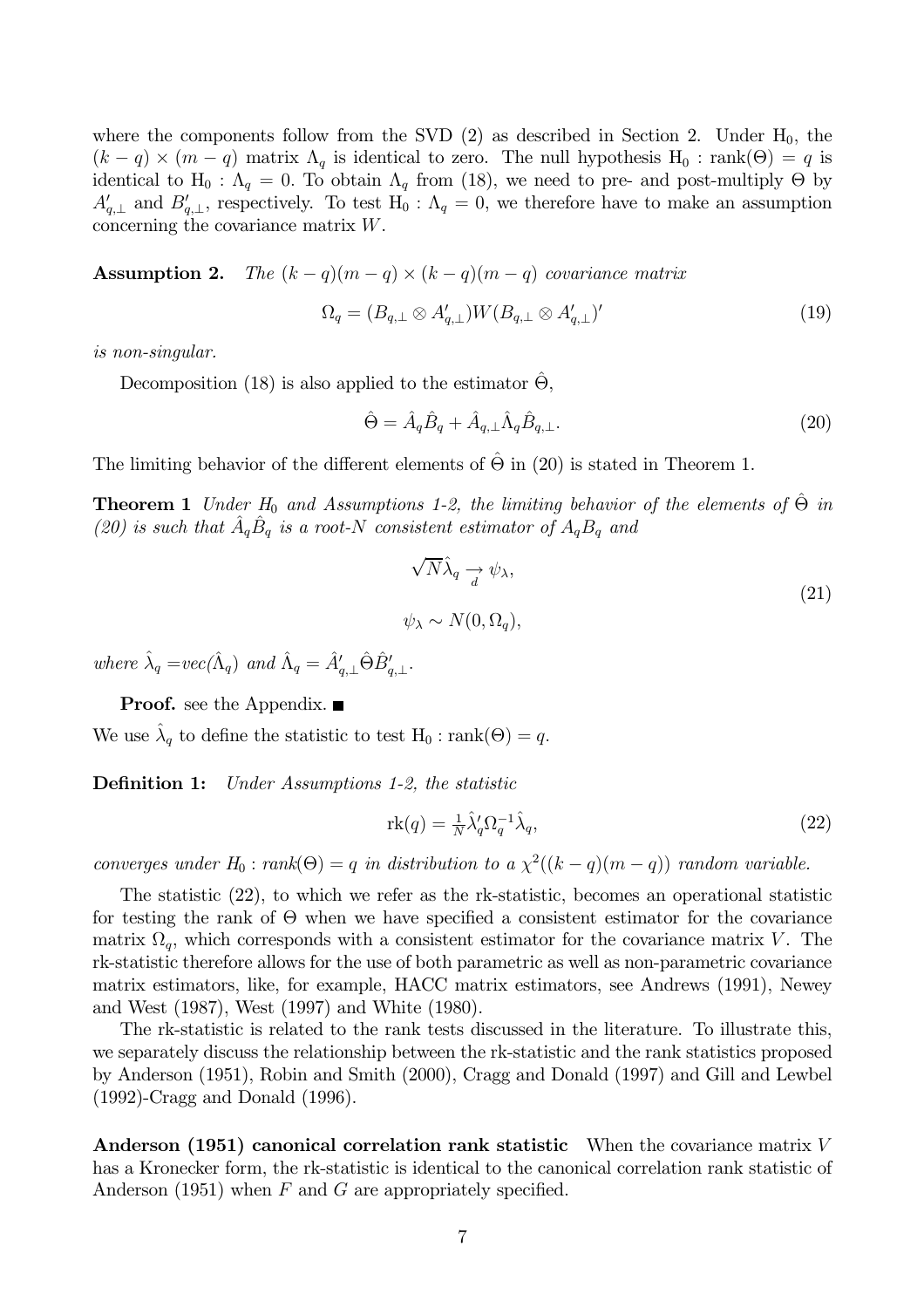where the components follow from the SVD (2) as described in Section 2. Under $\mathrm{H}_0$, the $(k-q) \times (m-q)$ matrix $\Lambda_q$ is identical to zero. The null hypothesis $\mathrm{H}_0 : \mathrm{rank}(\Theta) = q$ is identical to $\mathrm{H}_0 : \Lambda_q = 0$. To obtain $\Lambda_q$ from (18), we need to pre- and post-multiply $\Theta$ by $A'_{q,\perp}$ and $B'_{q,\perp}$, respectively. To test $\mathrm{H}_0 : \Lambda_q = 0$, we therefore have to make an assumption concerning the covariance matrix $W$.

**Assumption 2.** *The $(k-q)(m-q) \times (k-q)(m-q)$ covariance matrix*

$$\Omega_q = (B_{q,\perp} \otimes A'_{q,\perp}) W (B_{q,\perp} \otimes A'_{q,\perp})' \tag{19}$$

*is non-singular.*

Decomposition (18) is also applied to the estimator $\hat{\Theta}$,

$$\hat{\Theta} = \hat{A}_q \hat{B}_q + \hat{A}_{q,\perp} \hat{\Lambda}_q \hat{B}_{q,\perp}. \tag{20}$$

The limiting behavior of the different elements of $\hat{\Theta}$ in (20) is stated in Theorem 1.

**Theorem 1** *Under $H_0$ and Assumptions 1-2, the limiting behavior of the elements of $\hat{\Theta}$ in (20) is such that $\hat{A}_q \hat{B}_q$ is a root-N consistent estimator of $A_q B_q$ and*

$$\begin{aligned} \sqrt{N} \hat{\lambda}_q &\underset{d}{\rightarrow} \psi_\lambda, \\ \psi_\lambda &\sim N(0, \Omega_q), \end{aligned} \tag{21}$$

*where $\hat{\lambda}_q = vec(\hat{\Lambda}_q)$ and $\hat{\Lambda}_q = \hat{A}'_{q,\perp} \hat{\Theta} \hat{B}'_{q,\perp}$.*

**Proof.** see the Appendix. ■

We use $\hat{\lambda}_q$ to define the statistic to test $\mathrm{H}_0 : \mathrm{rank}(\Theta) = q$.

**Definition 1:** *Under Assumptions 1-2, the statistic*

$$\mathrm{rk}(q) = \tfrac{1}{N} \hat{\lambda}'_q \Omega_q^{-1} \hat{\lambda}_q, \tag{22}$$

*converges under $H_0 : rank(\Theta) = q$ in distribution to a $\chi^2((k-q)(m-q))$ random variable.*

The statistic (22), to which we refer as the rk-statistic, becomes an operational statistic for testing the rank of $\Theta$ when we have specified a consistent estimator for the covariance matrix $\Omega_q$, which corresponds with a consistent estimator for the covariance matrix $V$. The rk-statistic therefore allows for the use of both parametric as well as non-parametric covariance matrix estimators, like, for example, HACC matrix estimators, see Andrews (1991), Newey and West (1987), West (1997) and White (1980).

The rk-statistic is related to the rank tests discussed in the literature. To illustrate this, we separately discuss the relationship between the rk-statistic and the rank statistics proposed by Anderson (1951), Robin and Smith (2000), Cragg and Donald (1997) and Gill and Lewbel (1992)-Cragg and Donald (1996).

**Anderson (1951) canonical correlation rank statistic** When the covariance matrix $V$ has a Kronecker form, the rk-statistic is identical to the canonical correlation rank statistic of Anderson (1951) when $F$ and $G$ are appropriately specified.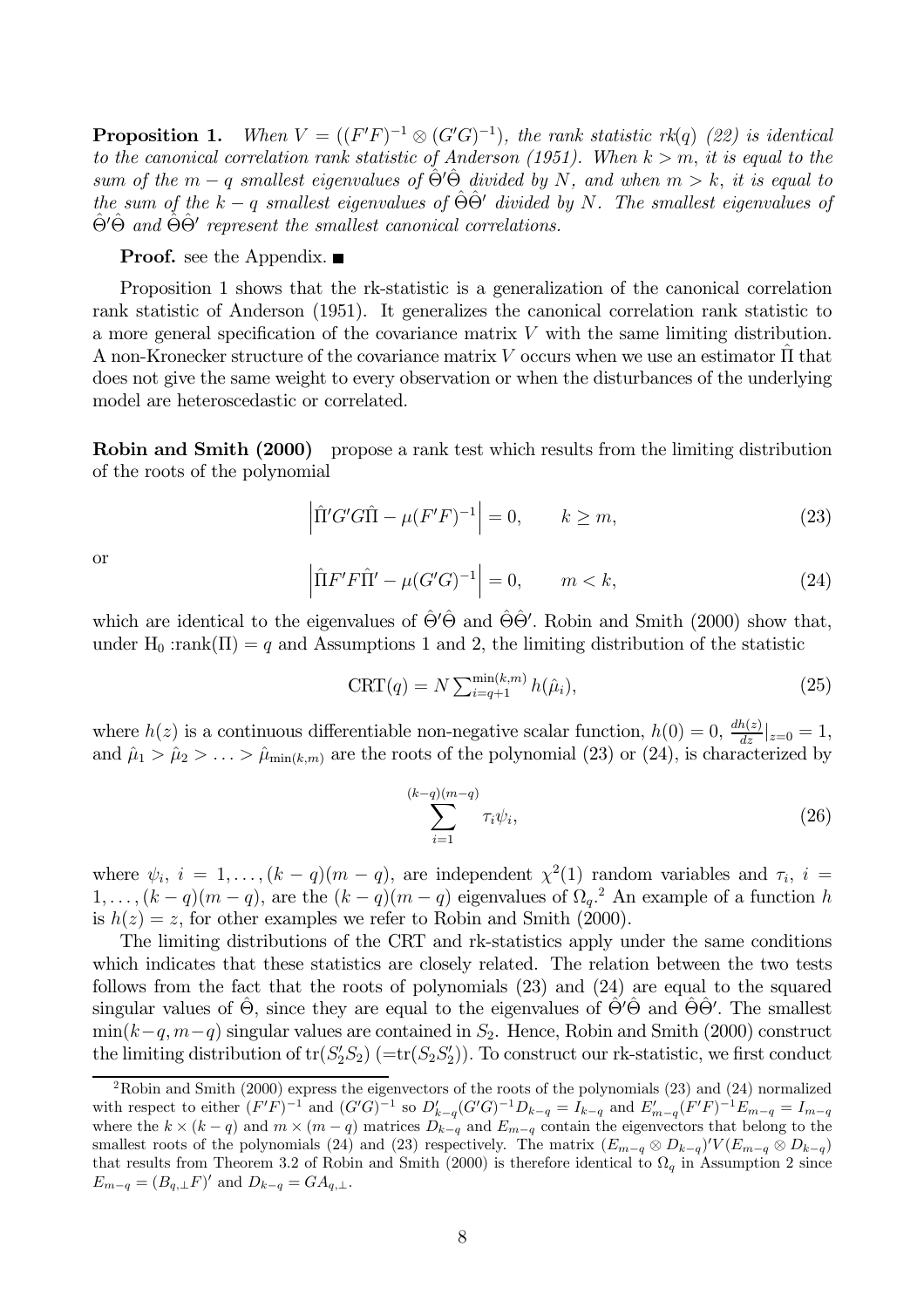**Proposition 1.** *When $V = ((F'F)^{-1} \otimes (G'G)^{-1})$, the rank statistic rk(q) (22) is identical to the canonical correlation rank statistic of Anderson (1951). When $k > m$, it is equal to the sum of the $m - q$ smallest eigenvalues of $\hat{\Theta}'\hat{\Theta}$ divided by $N$, and when $m > k$, it is equal to the sum of the $k - q$ smallest eigenvalues of $\hat{\Theta}\hat{\Theta}'$ divided by $N$. The smallest eigenvalues of $\hat{\Theta}'\hat{\Theta}$ and $\hat{\Theta}\hat{\Theta}'$ represent the smallest canonical correlations.*

**Proof.** see the Appendix. ■

Proposition 1 shows that the rk-statistic is a generalization of the canonical correlation rank statistic of Anderson (1951). It generalizes the canonical correlation rank statistic to a more general specification of the covariance matrix $V$ with the same limiting distribution. A non-Kronecker structure of the covariance matrix $V$ occurs when we use an estimator $\hat{\Pi}$ that does not give the same weight to every observation or when the disturbances of the underlying model are heteroscedastic or correlated.

**Robin and Smith (2000)** propose a rank test which results from the limiting distribution of the roots of the polynomial

$$\left|\hat{\Pi}'G'G\hat{\Pi} - \mu(F'F)^{-1}\right| = 0, \qquad k \geq m, \tag{23}$$

or

$$\left|\hat{\Pi}F'F\hat{\Pi}' - \mu(G'G)^{-1}\right| = 0, \qquad m < k, \tag{24}$$

which are identical to the eigenvalues of $\hat{\Theta}'\hat{\Theta}$ and $\hat{\Theta}\hat{\Theta}'$. Robin and Smith (2000) show that, under $\text{H}_0$ :rank$(\Pi) = q$ and Assumptions 1 and 2, the limiting distribution of the statistic

$$\text{CRT}(q) = N \textstyle\sum_{i=q+1}^{\min(k,m)} h(\hat{\mu}_i), \tag{25}$$

where $h(z)$ is a continuous differentiable non-negative scalar function, $h(0) = 0$, $\frac{dh(z)}{dz}|_{z=0} = 1$, and $\hat{\mu}_1 > \hat{\mu}_2 > \ldots > \hat{\mu}_{\min(k,m)}$ are the roots of the polynomial (23) or (24), is characterized by

$$\sum_{i=1}^{(k-q)(m-q)} \tau_i \psi_i, \tag{26}$$

where $\psi_i$, $i = 1, \ldots, (k-q)(m-q)$, are independent $\chi^2(1)$ random variables and $\tau_i$, $i = 1, \ldots, (k-q)(m-q)$, are the $(k-q)(m-q)$ eigenvalues of $\Omega_q$.[2] An example of a function $h$ is $h(z) = z$, for other examples we refer to Robin and Smith (2000).

The limiting distributions of the CRT and rk-statistics apply under the same conditions which indicates that these statistics are closely related. The relation between the two tests follows from the fact that the roots of polynomials (23) and (24) are equal to the squared singular values of $\hat{\Theta}$, since they are equal to the eigenvalues of $\hat{\Theta}'\hat{\Theta}$ and $\hat{\Theta}\hat{\Theta}'$. The smallest $\min(k-q, m-q)$ singular values are contained in $S_2$. Hence, Robin and Smith (2000) construct the limiting distribution of $\text{tr}(S_2'S_2)$ $(=\text{tr}(S_2S_2'))$. To construct our rk-statistic, we first conduct

[2] Robin and Smith (2000) express the eigenvectors of the roots of the polynomials (23) and (24) normalized with respect to either $(F'F)^{-1}$ and $(G'G)^{-1}$ so $D_{k-q}'(G'G)^{-1}D_{k-q} = I_{k-q}$ and $E_{m-q}'(F'F)^{-1}E_{m-q} = I_{m-q}$ where the $k \times (k-q)$ and $m \times (m-q)$ matrices $D_{k-q}$ and $E_{m-q}$ contain the eigenvectors that belong to the smallest roots of the polynomials (24) and (23) respectively. The matrix $(E_{m-q} \otimes D_{k-q})'V(E_{m-q} \otimes D_{k-q})$ that results from Theorem 3.2 of Robin and Smith (2000) is therefore identical to $\Omega_q$ in Assumption 2 since $E_{m-q} = (B_{q,\perp}F)'$ and $D_{k-q} = GA_{q,\perp}$.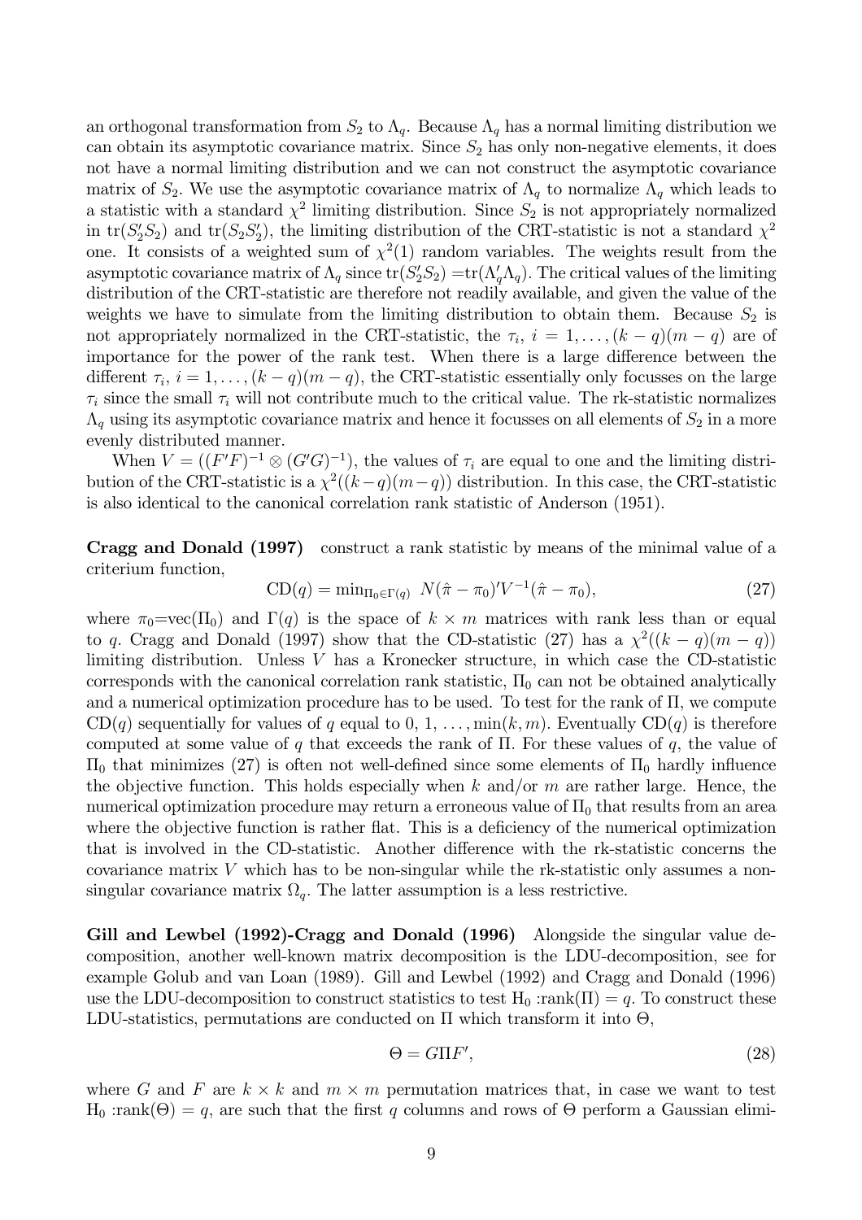an orthogonal transformation from $S_2$ to $\Lambda_q$. Because $\Lambda_q$ has a normal limiting distribution we can obtain its asymptotic covariance matrix. Since $S_2$ has only non-negative elements, it does not have a normal limiting distribution and we can not construct the asymptotic covariance matrix of $S_2$. We use the asymptotic covariance matrix of $\Lambda_q$ to normalize $\Lambda_q$ which leads to a statistic with a standard $\chi^2$ limiting distribution. Since $S_2$ is not appropriately normalized in $\text{tr}(S_2'S_2)$ and $\text{tr}(S_2S_2')$, the limiting distribution of the CRT-statistic is not a standard $\chi^2$ one. It consists of a weighted sum of $\chi^2(1)$ random variables. The weights result from the asymptotic covariance matrix of $\Lambda_q$ since $\text{tr}(S_2'S_2) = \text{tr}(\Lambda_q'\Lambda_q)$. The critical values of the limiting distribution of the CRT-statistic are therefore not readily available, and given the value of the weights we have to simulate from the limiting distribution to obtain them. Because $S_2$ is not appropriately normalized in the CRT-statistic, the $\tau_i$, $i = 1, \ldots, (k-q)(m-q)$ are of importance for the power of the rank test. When there is a large difference between the different $\tau_i$, $i = 1, \ldots, (k-q)(m-q)$, the CRT-statistic essentially only focusses on the large $\tau_i$ since the small $\tau_i$ will not contribute much to the critical value. The rk-statistic normalizes $\Lambda_q$ using its asymptotic covariance matrix and hence it focusses on all elements of $S_2$ in a more evenly distributed manner.

When $V = ((F'F)^{-1} \otimes (G'G)^{-1})$, the values of $\tau_i$ are equal to one and the limiting distribution of the CRT-statistic is a $\chi^2((k-q)(m-q))$ distribution. In this case, the CRT-statistic is also identical to the canonical correlation rank statistic of Anderson (1951).

**Cragg and Donald (1997)** construct a rank statistic by means of the minimal value of a criterium function,

$$\text{CD}(q) = \min_{\Pi_0 \in \Gamma(q)} \; N(\hat{\pi} - \pi_0)'V^{-1}(\hat{\pi} - \pi_0), \tag{27}$$

where $\pi_0 = \text{vec}(\Pi_0)$ and $\Gamma(q)$ is the space of $k \times m$ matrices with rank less than or equal to $q$. Cragg and Donald (1997) show that the CD-statistic (27) has a $\chi^2((k-q)(m-q))$ limiting distribution. Unless $V$ has a Kronecker structure, in which case the CD-statistic corresponds with the canonical correlation rank statistic, $\Pi_0$ can not be obtained analytically and a numerical optimization procedure has to be used. To test for the rank of $\Pi$, we compute $\text{CD}(q)$ sequentially for values of $q$ equal to $0, 1, \ldots, \min(k, m)$. Eventually $\text{CD}(q)$ is therefore computed at some value of $q$ that exceeds the rank of $\Pi$. For these values of $q$, the value of $\Pi_0$ that minimizes (27) is often not well-defined since some elements of $\Pi_0$ hardly influence the objective function. This holds especially when $k$ and/or $m$ are rather large. Hence, the numerical optimization procedure may return a erroneous value of $\Pi_0$ that results from an area where the objective function is rather flat. This is a deficiency of the numerical optimization that is involved in the CD-statistic. Another difference with the rk-statistic concerns the covariance matrix $V$ which has to be non-singular while the rk-statistic only assumes a non-singular covariance matrix $\Omega_q$. The latter assumption is a less restrictive.

**Gill and Lewbel (1992)-Cragg and Donald (1996)** Alongside the singular value decomposition, another well-known matrix decomposition is the LDU-decomposition, see for example Golub and van Loan (1989). Gill and Lewbel (1992) and Cragg and Donald (1996) use the LDU-decomposition to construct statistics to test $\text{H}_0: \text{rank}(\Pi) = q$. To construct these LDU-statistics, permutations are conducted on $\Pi$ which transform it into $\Theta$,

$$\Theta = G\Pi F', \tag{28}$$

where $G$ and $F$ are $k \times k$ and $m \times m$ permutation matrices that, in case we want to test $\text{H}_0: \text{rank}(\Theta) = q$, are such that the first $q$ columns and rows of $\Theta$ perform a Gaussian elimi-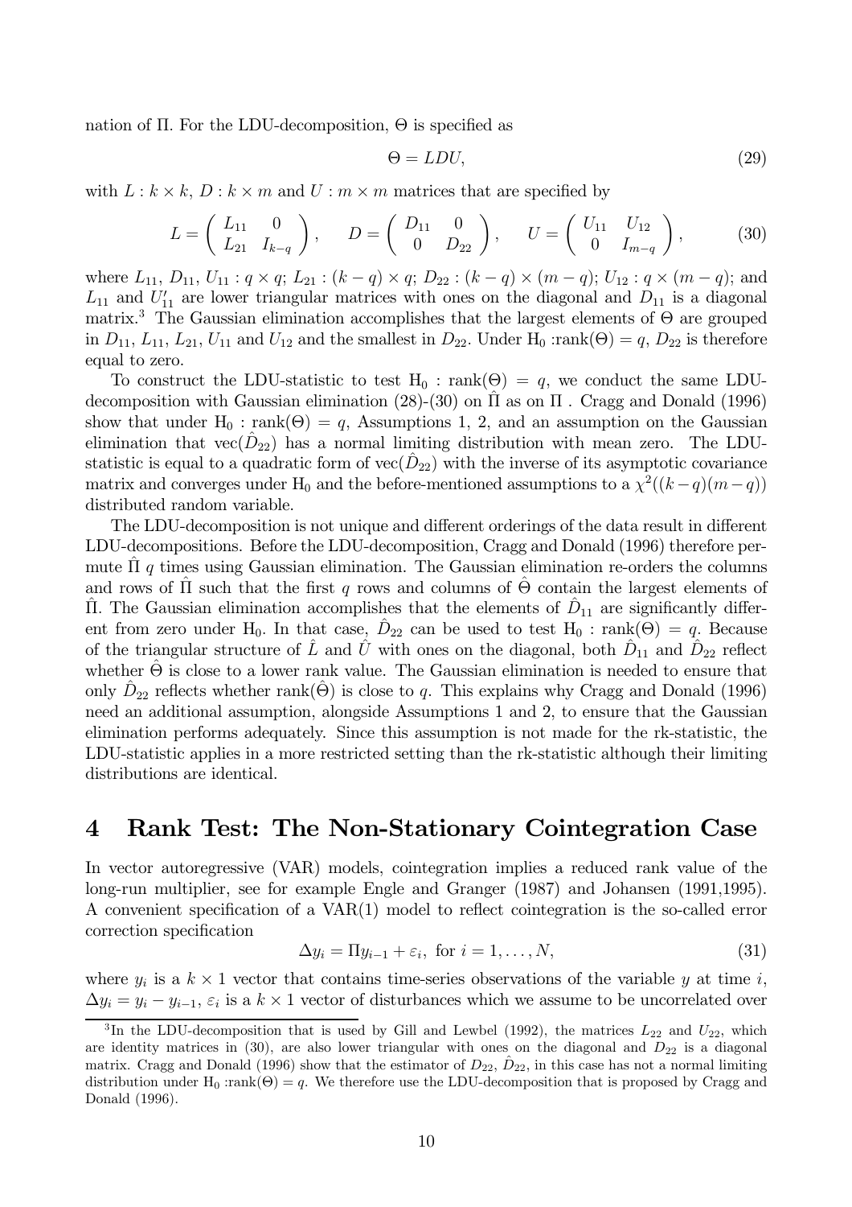nation of $\Pi$. For the LDU-decomposition, $\Theta$ is specified as

$$\Theta = LDU, \tag{29}$$

with $L : k \times k$, $D : k \times m$ and $U : m \times m$ matrices that are specified by

$$L = \begin{pmatrix} L_{11} & 0 \\ L_{21} & I_{k-q} \end{pmatrix}, \quad D = \begin{pmatrix} D_{11} & 0 \\ 0 & D_{22} \end{pmatrix}, \quad U = \begin{pmatrix} U_{11} & U_{12} \\ 0 & I_{m-q} \end{pmatrix}, \tag{30}$$

where $L_{11}$, $D_{11}$, $U_{11}$ : $q \times q$; $L_{21}$ : $(k-q) \times q$; $D_{22}$ : $(k-q) \times (m-q)$; $U_{12}$ : $q \times (m-q)$; and $L_{11}$ and $U_{11}'$ are lower triangular matrices with ones on the diagonal and $D_{11}$ is a diagonal matrix.[3] The Gaussian elimination accomplishes that the largest elements of $\Theta$ are grouped in $D_{11}$, $L_{11}$, $L_{21}$, $U_{11}$ and $U_{12}$ and the smallest in $D_{22}$. Under $\text{H}_0$ :rank$(\Theta) = q$, $D_{22}$ is therefore equal to zero.

To construct the LDU-statistic to test $\text{H}_0$ : rank$(\Theta) = q$, we conduct the same LDU-decomposition with Gaussian elimination (28)-(30) on $\hat{\Pi}$ as on $\Pi$ . Cragg and Donald (1996) show that under $\text{H}_0$ : rank$(\Theta) = q$, Assumptions 1, 2, and an assumption on the Gaussian elimination that vec$(\hat{D}_{22})$ has a normal limiting distribution with mean zero. The LDU-statistic is equal to a quadratic form of vec$(\hat{D}_{22})$ with the inverse of its asymptotic covariance matrix and converges under $\text{H}_0$ and the before-mentioned assumptions to a $\chi^2((k-q)(m-q))$ distributed random variable.

The LDU-decomposition is not unique and different orderings of the data result in different LDU-decompositions. Before the LDU-decomposition, Cragg and Donald (1996) therefore permute $\hat{\Pi}$ $q$ times using Gaussian elimination. The Gaussian elimination re-orders the columns and rows of $\hat{\Pi}$ such that the first $q$ rows and columns of $\hat{\Theta}$ contain the largest elements of $\hat{\Pi}$. The Gaussian elimination accomplishes that the elements of $\hat{D}_{11}$ are significantly different from zero under $\text{H}_0$. In that case, $\hat{D}_{22}$ can be used to test $\text{H}_0$ : rank$(\Theta) = q$. Because of the triangular structure of $\hat{L}$ and $\hat{U}$ with ones on the diagonal, both $\hat{D}_{11}$ and $\hat{D}_{22}$ reflect whether $\hat{\Theta}$ is close to a lower rank value. The Gaussian elimination is needed to ensure that only $\hat{D}_{22}$ reflects whether rank$(\hat{\Theta})$ is close to $q$. This explains why Cragg and Donald (1996) need an additional assumption, alongside Assumptions 1 and 2, to ensure that the Gaussian elimination performs adequately. Since this assumption is not made for the rk-statistic, the LDU-statistic applies in a more restricted setting than the rk-statistic although their limiting distributions are identical.

# 4 Rank Test: The Non-Stationary Cointegration Case

In vector autoregressive (VAR) models, cointegration implies a reduced rank value of the long-run multiplier, see for example Engle and Granger (1987) and Johansen (1991,1995). A convenient specification of a VAR(1) model to reflect cointegration is the so-called error correction specification

$$\Delta y_i = \Pi y_{i-1} + \varepsilon_i, \text{ for } i = 1, \ldots, N, \tag{31}$$

where $y_i$ is a $k \times 1$ vector that contains time-series observations of the variable $y$ at time $i$, $\Delta y_i = y_i - y_{i-1}$, $\varepsilon_i$ is a $k \times 1$ vector of disturbances which we assume to be uncorrelated over

[3] In the LDU-decomposition that is used by Gill and Lewbel (1992), the matrices $L_{22}$ and $U_{22}$, which are identity matrices in (30), are also lower triangular with ones on the diagonal and $D_{22}$ is a diagonal matrix. Cragg and Donald (1996) show that the estimator of $D_{22}$, $\hat{D}_{22}$, in this case has not a normal limiting distribution under $\text{H}_0$ :rank$(\Theta) = q$. We therefore use the LDU-decomposition that is proposed by Cragg and Donald (1996).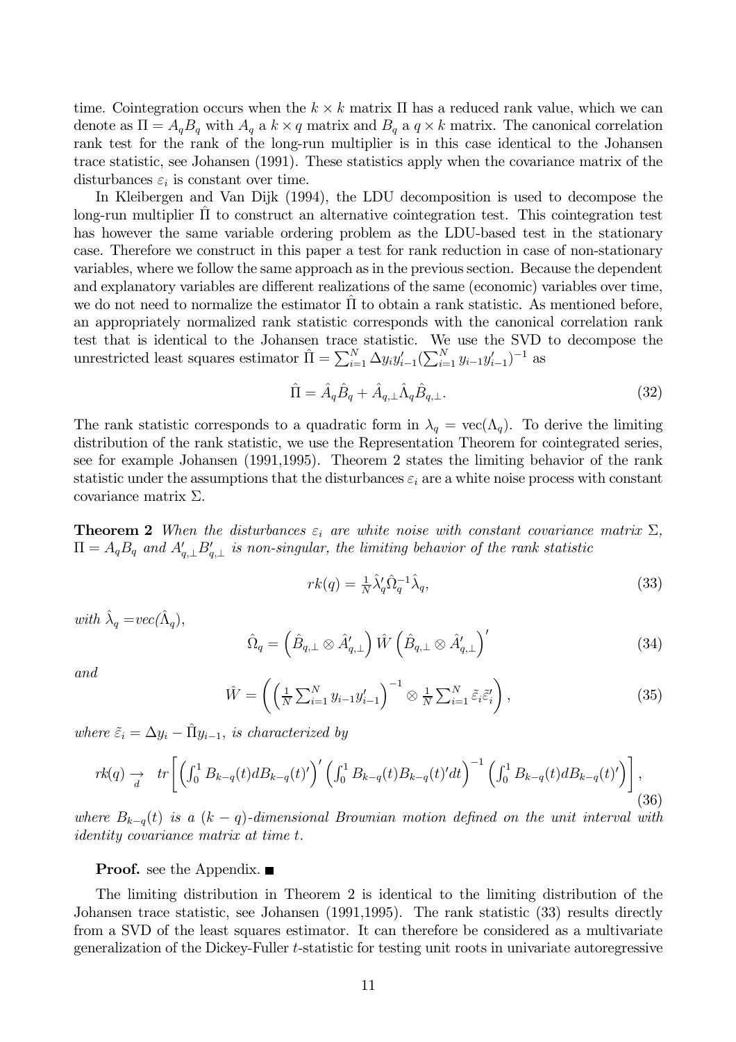time. Cointegration occurs when the $k \times k$ matrix $\Pi$ has a reduced rank value, which we can denote as $\Pi = A_q B_q$ with $A_q$ a $k \times q$ matrix and $B_q$ a $q \times k$ matrix. The canonical correlation rank test for the rank of the long-run multiplier is in this case identical to the Johansen trace statistic, see Johansen (1991). These statistics apply when the covariance matrix of the disturbances $\varepsilon_i$ is constant over time.

In Kleibergen and Van Dijk (1994), the LDU decomposition is used to decompose the long-run multiplier $\hat{\Pi}$ to construct an alternative cointegration test. This cointegration test has however the same variable ordering problem as the LDU-based test in the stationary case. Therefore we construct in this paper a test for rank reduction in case of non-stationary variables, where we follow the same approach as in the previous section. Because the dependent and explanatory variables are different realizations of the same (economic) variables over time, we do not need to normalize the estimator $\hat{\Pi}$ to obtain a rank statistic. As mentioned before, an appropriately normalized rank statistic corresponds with the canonical correlation rank test that is identical to the Johansen trace statistic. We use the SVD to decompose the unrestricted least squares estimator $\hat{\Pi} = \sum_{i=1}^{N} \Delta y_i y_{i-1}' (\sum_{i=1}^{N} y_{i-1} y_{i-1}')^{-1}$ as

$$\hat{\Pi} = \hat{A}_q \hat{B}_q + \hat{A}_{q,\perp} \hat{\Lambda}_q \hat{B}_{q,\perp}. \tag{32}$$

The rank statistic corresponds to a quadratic form in $\lambda_q = \mathrm{vec}(\Lambda_q)$. To derive the limiting distribution of the rank statistic, we use the Representation Theorem for cointegrated series, see for example Johansen (1991,1995). Theorem 2 states the limiting behavior of the rank statistic under the assumptions that the disturbances $\varepsilon_i$ are a white noise process with constant covariance matrix $\Sigma$.

**Theorem 2** *When the disturbances $\varepsilon_i$ are white noise with constant covariance matrix $\Sigma$, $\Pi = A_q B_q$ and $A_{q,\perp}' B_{q,\perp}'$ is non-singular, the limiting behavior of the rank statistic*

$$rk(q) = \tfrac{1}{N} \hat{\lambda}_q' \hat{\Omega}_q^{-1} \hat{\lambda}_q, \tag{33}$$

*with $\hat{\lambda}_q = vec(\hat{\Lambda}_q)$,*

$$\hat{\Omega}_q = \left( \hat{B}_{q,\perp} \otimes \hat{A}_{q,\perp}' \right) \hat{W} \left( \hat{B}_{q,\perp} \otimes \hat{A}_{q,\perp}' \right)' \tag{34}$$

*and*

$$\hat{W} = \left( \left( \tfrac{1}{N} \sum_{i=1}^{N} y_{i-1} y_{i-1}' \right)^{-1} \otimes \tfrac{1}{N} \sum_{i=1}^{N} \tilde{\varepsilon}_i \tilde{\varepsilon}_i' \right), \tag{35}$$

*where $\tilde{\varepsilon}_i = \Delta y_i - \hat{\Pi} y_{i-1}$, is characterized by*

$$rk(q) \underset{d}{\rightarrow} \; tr\left[ \left( \int_0^1 B_{k-q}(t) dB_{k-q}(t)' \right)' \left( \int_0^1 B_{k-q}(t) B_{k-q}(t)' dt \right)^{-1} \left( \int_0^1 B_{k-q}(t) dB_{k-q}(t)' \right) \right], \tag{36}$$

*where $B_{k-q}(t)$ is a $(k-q)$-dimensional Brownian motion defined on the unit interval with identity covariance matrix at time $t$.*

**Proof.** see the Appendix. ■

The limiting distribution in Theorem 2 is identical to the limiting distribution of the Johansen trace statistic, see Johansen (1991,1995). The rank statistic (33) results directly from a SVD of the least squares estimator. It can therefore be considered as a multivariate generalization of the Dickey-Fuller $t$-statistic for testing unit roots in univariate autoregressive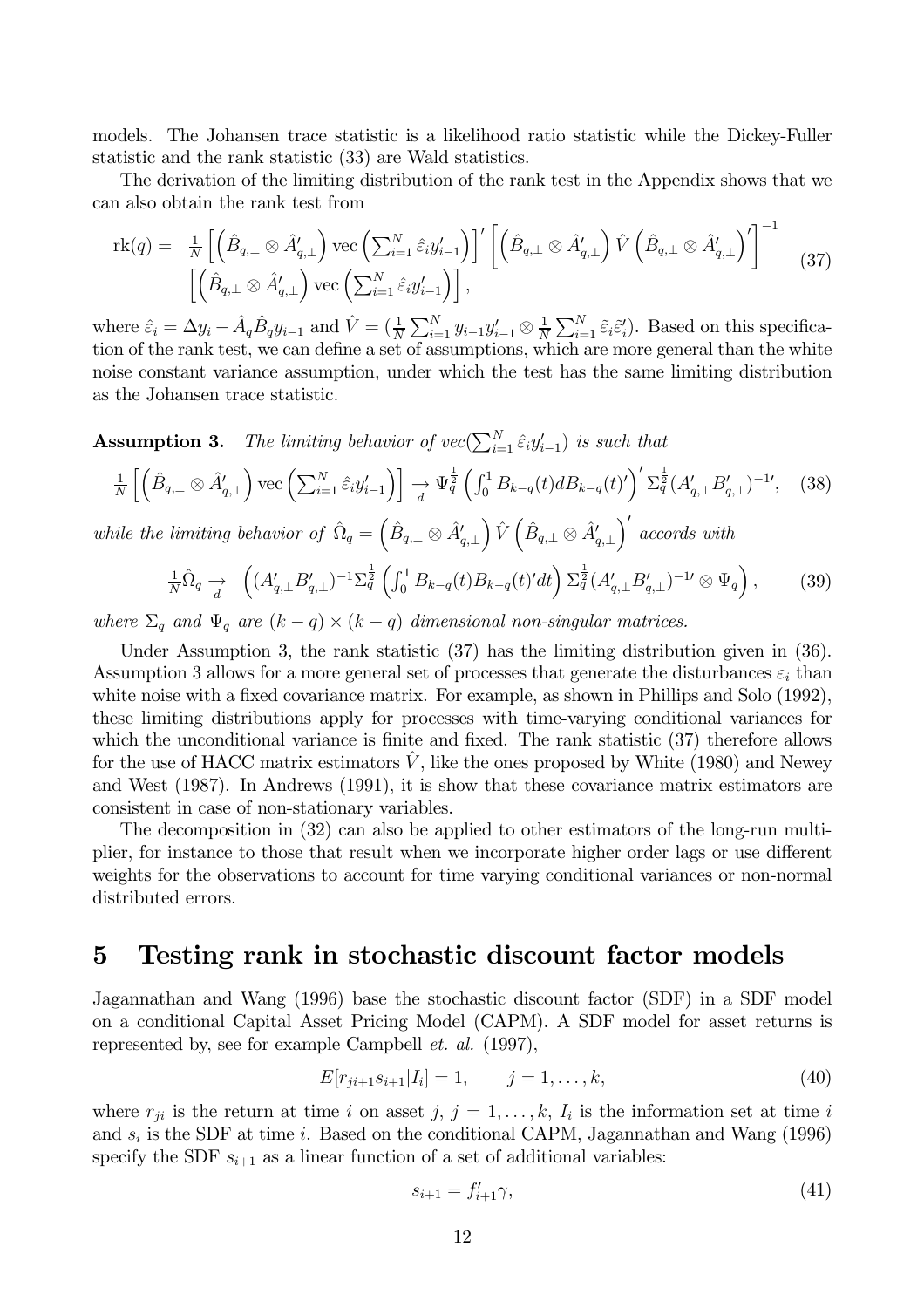models. The Johansen trace statistic is a likelihood ratio statistic while the Dickey-Fuller statistic and the rank statistic (33) are Wald statistics.

The derivation of the limiting distribution of the rank test in the Appendix shows that we can also obtain the rank test from

$$
\begin{aligned}
\text{rk}(q) = \; & \tfrac{1}{N}\left[\left(\hat{B}_{q,\perp}\otimes\hat{A}'_{q,\perp}\right)\text{vec}\left(\textstyle\sum_{i=1}^{N}\hat{\varepsilon}_i y'_{i-1}\right)\right]'\left[\left(\hat{B}_{q,\perp}\otimes\hat{A}'_{q,\perp}\right)\hat{V}\left(\hat{B}_{q,\perp}\otimes\hat{A}'_{q,\perp}\right)'\right]^{-1} \\
& \left[\left(\hat{B}_{q,\perp}\otimes\hat{A}'_{q,\perp}\right)\text{vec}\left(\textstyle\sum_{i=1}^{N}\hat{\varepsilon}_i y'_{i-1}\right)\right],
\end{aligned} \tag{37}
$$

where $\hat{\varepsilon}_i = \Delta y_i - \hat{A}_q\hat{B}_q y_{i-1}$ and $\hat{V} = (\frac{1}{N}\sum_{i=1}^{N} y_{i-1}y'_{i-1}\otimes\frac{1}{N}\sum_{i=1}^{N}\tilde{\varepsilon}_i\tilde{\varepsilon}'_i)$. Based on this specification of the rank test, we can define a set of assumptions, which are more general than the white noise constant variance assumption, under which the test has the same limiting distribution as the Johansen trace statistic.

**Assumption 3.** *The limiting behavior of $vec(\sum_{i=1}^{N}\hat{\varepsilon}_i y'_{i-1})$ is such that*

$$
\tfrac{1}{N}\left[\left(\hat{B}_{q,\perp}\otimes\hat{A}'_{q,\perp}\right)\text{vec}\left(\textstyle\sum_{i=1}^{N}\hat{\varepsilon}_i y'_{i-1}\right)\right] \underset{d}{\rightarrow} \Psi_q^{\frac{1}{2}}\left(\int_0^1 B_{k-q}(t)dB_{k-q}(t)'\right)'\Sigma_q^{\frac{1}{2}}(A'_{q,\perp}B'_{q,\perp})^{-1\prime}, \tag{38}
$$

*while the limiting behavior of $\hat{\Omega}_q = \left(\hat{B}_{q,\perp}\otimes\hat{A}'_{q,\perp}\right)\hat{V}\left(\hat{B}_{q,\perp}\otimes\hat{A}'_{q,\perp}\right)'$ accords with*

$$
\tfrac{1}{N}\hat{\Omega}_q \underset{d}{\rightarrow} \left((A'_{q,\perp}B'_{q,\perp})^{-1}\Sigma_q^{\frac{1}{2}}\left(\int_0^1 B_{k-q}(t)B_{k-q}(t)'dt\right)\Sigma_q^{\frac{1}{2}}(A'_{q,\perp}B'_{q,\perp})^{-1\prime}\otimes\Psi_q\right), \tag{39}
$$

*where $\Sigma_q$ and $\Psi_q$ are $(k-q)\times(k-q)$ dimensional non-singular matrices.*

Under Assumption 3, the rank statistic (37) has the limiting distribution given in (36). Assumption 3 allows for a more general set of processes that generate the disturbances $\varepsilon_i$ than white noise with a fixed covariance matrix. For example, as shown in Phillips and Solo (1992), these limiting distributions apply for processes with time-varying conditional variances for which the unconditional variance is finite and fixed. The rank statistic (37) therefore allows for the use of HACC matrix estimators $\hat{V}$, like the ones proposed by White (1980) and Newey and West (1987). In Andrews (1991), it is show that these covariance matrix estimators are consistent in case of non-stationary variables.

The decomposition in (32) can also be applied to other estimators of the long-run multiplier, for instance to those that result when we incorporate higher order lags or use different weights for the observations to account for time varying conditional variances or non-normal distributed errors.

## 5 Testing rank in stochastic discount factor models

Jagannathan and Wang (1996) base the stochastic discount factor (SDF) in a SDF model on a conditional Capital Asset Pricing Model (CAPM). A SDF model for asset returns is represented by, see for example Campbell *et. al.* (1997),

$$
E[r_{ji+1}s_{i+1}|I_i] = 1, \qquad j = 1,\ldots,k, \tag{40}
$$

where $r_{ji}$ is the return at time $i$ on asset $j$, $j = 1,\ldots,k$, $I_i$ is the information set at time $i$ and $s_i$ is the SDF at time $i$. Based on the conditional CAPM, Jagannathan and Wang (1996) specify the SDF $s_{i+1}$ as a linear function of a set of additional variables:

$$
s_{i+1} = f'_{i+1}\gamma, \tag{41}
$$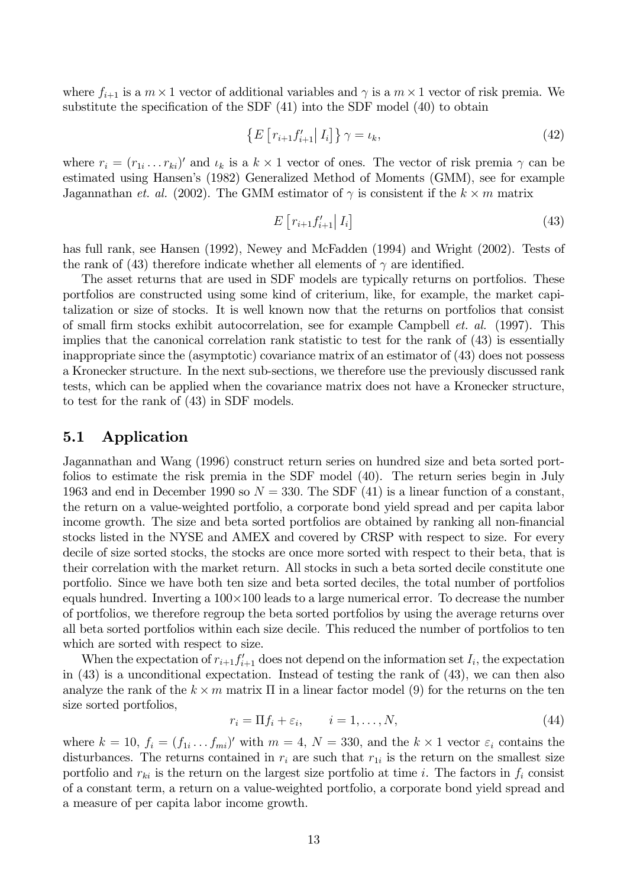where $f_{i+1}$ is a $m \times 1$ vector of additional variables and $\gamma$ is a $m \times 1$ vector of risk premia. We substitute the specification of the SDF (41) into the SDF model (40) to obtain

$$\left\{ E\left[ r_{i+1} f'_{i+1} \right| I_i \right] \right\} \gamma = \iota_k, \tag{42}$$

where $r_i = (r_{1i} \dots r_{ki})'$ and $\iota_k$ is a $k \times 1$ vector of ones. The vector of risk premia $\gamma$ can be estimated using Hansen's (1982) Generalized Method of Moments (GMM), see for example Jagannathan *et. al.* (2002). The GMM estimator of $\gamma$ is consistent if the $k \times m$ matrix

$$E\left[ r_{i+1} f'_{i+1} \right| I_i \right] \tag{43}$$

has full rank, see Hansen (1992), Newey and McFadden (1994) and Wright (2002). Tests of the rank of (43) therefore indicate whether all elements of $\gamma$ are identified.

The asset returns that are used in SDF models are typically returns on portfolios. These portfolios are constructed using some kind of criterium, like, for example, the market capitalization or size of stocks. It is well known now that the returns on portfolios that consist of small firm stocks exhibit autocorrelation, see for example Campbell *et. al.* (1997). This implies that the canonical correlation rank statistic to test for the rank of (43) is essentially inappropriate since the (asymptotic) covariance matrix of an estimator of (43) does not possess a Kronecker structure. In the next sub-sections, we therefore use the previously discussed rank tests, which can be applied when the covariance matrix does not have a Kronecker structure, to test for the rank of (43) in SDF models.

## 5.1 Application

Jagannathan and Wang (1996) construct return series on hundred size and beta sorted portfolios to estimate the risk premia in the SDF model (40). The return series begin in July 1963 and end in December 1990 so $N = 330$. The SDF (41) is a linear function of a constant, the return on a value-weighted portfolio, a corporate bond yield spread and per capita labor income growth. The size and beta sorted portfolios are obtained by ranking all non-financial stocks listed in the NYSE and AMEX and covered by CRSP with respect to size. For every decile of size sorted stocks, the stocks are once more sorted with respect to their beta, that is their correlation with the market return. All stocks in such a beta sorted decile constitute one portfolio. Since we have both ten size and beta sorted deciles, the total number of portfolios equals hundred. Inverting a $100 \times 100$ leads to a large numerical error. To decrease the number of portfolios, we therefore regroup the beta sorted portfolios by using the average returns over all beta sorted portfolios within each size decile. This reduced the number of portfolios to ten which are sorted with respect to size.

When the expectation of $r_{i+1} f'_{i+1}$ does not depend on the information set $I_i$, the expectation in (43) is a unconditional expectation. Instead of testing the rank of (43), we can then also analyze the rank of the $k \times m$ matrix $\Pi$ in a linear factor model (9) for the returns on the ten size sorted portfolios,

$$r_i = \Pi f_i + \varepsilon_i, \qquad i = 1, \dots, N, \tag{44}$$

where $k = 10$, $f_i = (f_{1i} \dots f_{mi})'$ with $m = 4$, $N = 330$, and the $k \times 1$ vector $\varepsilon_i$ contains the disturbances. The returns contained in $r_i$ are such that $r_{1i}$ is the return on the smallest size portfolio and $r_{ki}$ is the return on the largest size portfolio at time $i$. The factors in $f_i$ consist of a constant term, a return on a value-weighted portfolio, a corporate bond yield spread and a measure of per capita labor income growth.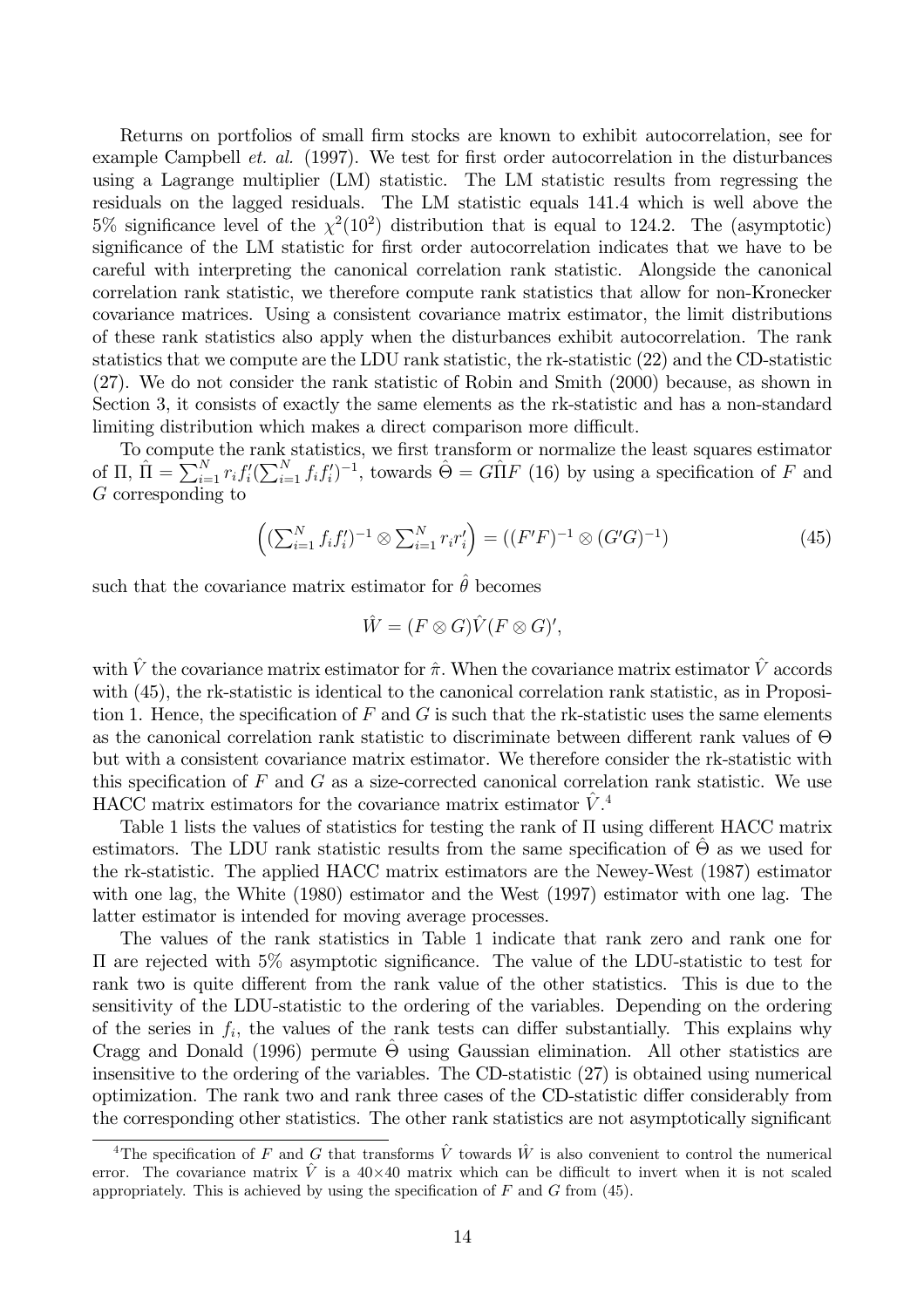Returns on portfolios of small firm stocks are known to exhibit autocorrelation, see for example Campbell *et. al.* (1997). We test for first order autocorrelation in the disturbances using a Lagrange multiplier (LM) statistic. The LM statistic results from regressing the residuals on the lagged residuals. The LM statistic equals 141.4 which is well above the 5% significance level of the $\chi^2(10^2)$ distribution that is equal to 124.2. The (asymptotic) significance of the LM statistic for first order autocorrelation indicates that we have to be careful with interpreting the canonical correlation rank statistic. Alongside the canonical correlation rank statistic, we therefore compute rank statistics that allow for non-Kronecker covariance matrices. Using a consistent covariance matrix estimator, the limit distributions of these rank statistics also apply when the disturbances exhibit autocorrelation. The rank statistics that we compute are the LDU rank statistic, the rk-statistic (22) and the CD-statistic (27). We do not consider the rank statistic of Robin and Smith (2000) because, as shown in Section 3, it consists of exactly the same elements as the rk-statistic and has a non-standard limiting distribution which makes a direct comparison more difficult.

To compute the rank statistics, we first transform or normalize the least squares estimator of $\Pi$, $\hat{\Pi} = \sum_{i=1}^{N} r_i f_i'(\sum_{i=1}^{N} f_i f_i')^{-1}$, towards $\hat{\Theta} = G\hat{\Pi}F$ (16) by using a specification of $F$ and $G$ corresponding to

$$\left((\textstyle\sum_{i=1}^{N} f_i f_i')^{-1} \otimes \sum_{i=1}^{N} r_i r_i'\right) = ((F'F)^{-1} \otimes (G'G)^{-1}) \tag{45}$$

such that the covariance matrix estimator for $\hat{\theta}$ becomes

$$\hat{W} = (F \otimes G)\hat{V}(F \otimes G)',$$

with $\hat{V}$ the covariance matrix estimator for $\hat{\pi}$. When the covariance matrix estimator $\hat{V}$ accords with (45), the rk-statistic is identical to the canonical correlation rank statistic, as in Proposition 1. Hence, the specification of $F$ and $G$ is such that the rk-statistic uses the same elements as the canonical correlation rank statistic to discriminate between different rank values of $\Theta$ but with a consistent covariance matrix estimator. We therefore consider the rk-statistic with this specification of $F$ and $G$ as a size-corrected canonical correlation rank statistic. We use HACC matrix estimators for the covariance matrix estimator $\hat{V}$.[4]

Table 1 lists the values of statistics for testing the rank of $\Pi$ using different HACC matrix estimators. The LDU rank statistic results from the same specification of $\hat{\Theta}$ as we used for the rk-statistic. The applied HACC matrix estimators are the Newey-West (1987) estimator with one lag, the White (1980) estimator and the West (1997) estimator with one lag. The latter estimator is intended for moving average processes.

The values of the rank statistics in Table 1 indicate that rank zero and rank one for $\Pi$ are rejected with 5% asymptotic significance. The value of the LDU-statistic to test for rank two is quite different from the rank value of the other statistics. This is due to the sensitivity of the LDU-statistic to the ordering of the variables. Depending on the ordering of the series in $f_i$, the values of the rank tests can differ substantially. This explains why Cragg and Donald (1996) permute $\hat{\Theta}$ using Gaussian elimination. All other statistics are insensitive to the ordering of the variables. The CD-statistic (27) is obtained using numerical optimization. The rank two and rank three cases of the CD-statistic differ considerably from the corresponding other statistics. The other rank statistics are not asymptotically significant

[4] The specification of $F$ and $G$ that transforms $\hat{V}$ towards $\hat{W}$ is also convenient to control the numerical error. The covariance matrix $\hat{V}$ is a 40×40 matrix which can be difficult to invert when it is not scaled appropriately. This is achieved by using the specification of $F$ and $G$ from (45).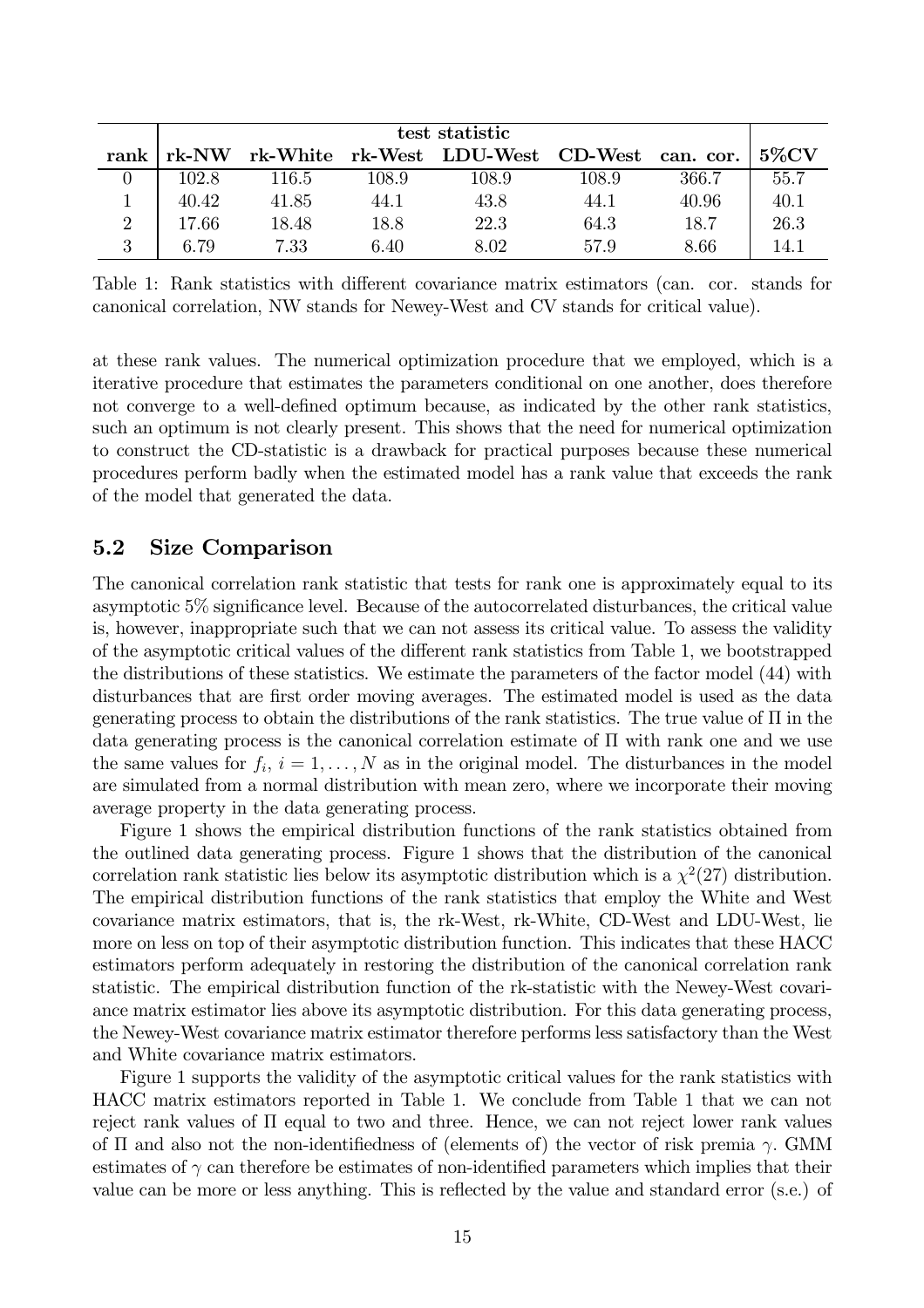| rank | test statistic | | | | | | 5%CV |
|---|---|---|---|---|---|---|---|
| | rk-NW | rk-White | rk-West | LDU-West | CD-West | can. cor. | |
| 0 | 102.8 | 116.5 | 108.9 | 108.9 | 108.9 | 366.7 | 55.7 |
| 1 | 40.42 | 41.85 | 44.1 | 43.8 | 44.1 | 40.96 | 40.1 |
| 2 | 17.66 | 18.48 | 18.8 | 22.3 | 64.3 | 18.7 | 26.3 |
| 3 | 6.79 | 7.33 | 6.40 | 8.02 | 57.9 | 8.66 | 14.1 |

Table 1: Rank statistics with different covariance matrix estimators (can. cor. stands for canonical correlation, NW stands for Newey-West and CV stands for critical value).

at these rank values. The numerical optimization procedure that we employed, which is a iterative procedure that estimates the parameters conditional on one another, does therefore not converge to a well-defined optimum because, as indicated by the other rank statistics, such an optimum is not clearly present. This shows that the need for numerical optimization to construct the CD-statistic is a drawback for practical purposes because these numerical procedures perform badly when the estimated model has a rank value that exceeds the rank of the model that generated the data.

## 5.2 Size Comparison

The canonical correlation rank statistic that tests for rank one is approximately equal to its asymptotic 5% significance level. Because of the autocorrelated disturbances, the critical value is, however, inappropriate such that we can not assess its critical value. To assess the validity of the asymptotic critical values of the different rank statistics from Table 1, we bootstrapped the distributions of these statistics. We estimate the parameters of the factor model (44) with disturbances that are first order moving averages. The estimated model is used as the data generating process to obtain the distributions of the rank statistics. The true value of $\Pi$ in the data generating process is the canonical correlation estimate of $\Pi$ with rank one and we use the same values for $f_i$, $i = 1, \ldots, N$ as in the original model. The disturbances in the model are simulated from a normal distribution with mean zero, where we incorporate their moving average property in the data generating process.

Figure 1 shows the empirical distribution functions of the rank statistics obtained from the outlined data generating process. Figure 1 shows that the distribution of the canonical correlation rank statistic lies below its asymptotic distribution which is a $\chi^2(27)$ distribution. The empirical distribution functions of the rank statistics that employ the White and West covariance matrix estimators, that is, the rk-West, rk-White, CD-West and LDU-West, lie more on less on top of their asymptotic distribution function. This indicates that these HACC estimators perform adequately in restoring the distribution of the canonical correlation rank statistic. The empirical distribution function of the rk-statistic with the Newey-West covariance matrix estimator lies above its asymptotic distribution. For this data generating process, the Newey-West covariance matrix estimator therefore performs less satisfactory than the West and White covariance matrix estimators.

Figure 1 supports the validity of the asymptotic critical values for the rank statistics with HACC matrix estimators reported in Table 1. We conclude from Table 1 that we can not reject rank values of $\Pi$ equal to two and three. Hence, we can not reject lower rank values of $\Pi$ and also not the non-identifiedness of (elements of) the vector of risk premia $\gamma$. GMM estimates of $\gamma$ can therefore be estimates of non-identified parameters which implies that their value can be more or less anything. This is reflected by the value and standard error (s.e.) of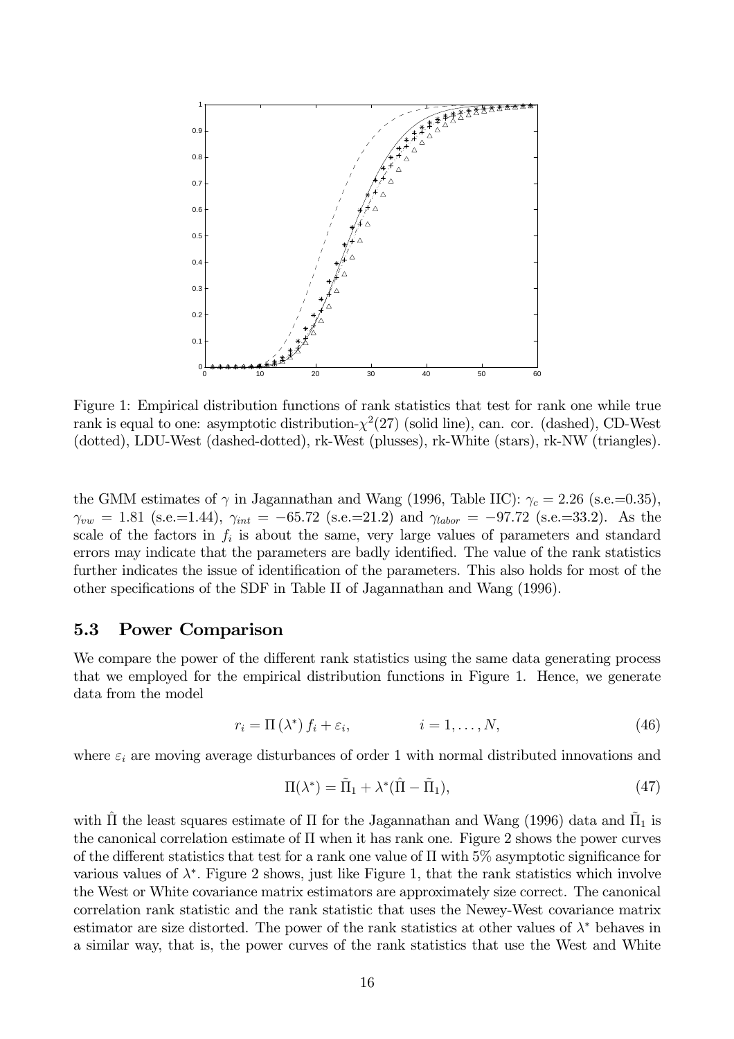Figure 1: Empirical distribution functions of rank statistics that test for rank one while true rank is equal to one: asymptotic distribution-$\chi^2(27)$ (solid line), can. cor. (dashed), CD-West (dotted), LDU-West (dashed-dotted), rk-West (plusses), rk-White (stars), rk-NW (triangles).

the GMM estimates of $\gamma$ in Jagannathan and Wang (1996, Table IIC): $\gamma_c = 2.26$ (s.e.=0.35), $\gamma_{vw} = 1.81$ (s.e.=1.44), $\gamma_{int} = -65.72$ (s.e.=21.2) and $\gamma_{labor} = -97.72$ (s.e.=33.2). As the scale of the factors in $f_i$ is about the same, very large values of parameters and standard errors may indicate that the parameters are badly identified. The value of the rank statistics further indicates the issue of identification of the parameters. This also holds for most of the other specifications of the SDF in Table II of Jagannathan and Wang (1996).

### 5.3 Power Comparison

We compare the power of the different rank statistics using the same data generating process that we employed for the empirical distribution functions in Figure 1. Hence, we generate data from the model

$$r_i = \Pi\,(\lambda^*)\, f_i + \varepsilon_i, \qquad\qquad i = 1, \ldots, N, \tag{46}$$

where $\varepsilon_i$ are moving average disturbances of order 1 with normal distributed innovations and

$$\Pi(\lambda^*) = \tilde{\Pi}_1 + \lambda^*(\hat{\Pi} - \tilde{\Pi}_1), \tag{47}$$

with $\hat{\Pi}$ the least squares estimate of $\Pi$ for the Jagannathan and Wang (1996) data and $\tilde{\Pi}_1$ is the canonical correlation estimate of $\Pi$ when it has rank one. Figure 2 shows the power curves of the different statistics that test for a rank one value of $\Pi$ with 5% asymptotic significance for various values of $\lambda^*$. Figure 2 shows, just like Figure 1, that the rank statistics which involve the West or White covariance matrix estimators are approximately size correct. The canonical correlation rank statistic and the rank statistic that uses the Newey-West covariance matrix estimator are size distorted. The power of the rank statistics at other values of $\lambda^*$ behaves in a similar way, that is, the power curves of the rank statistics that use the West and White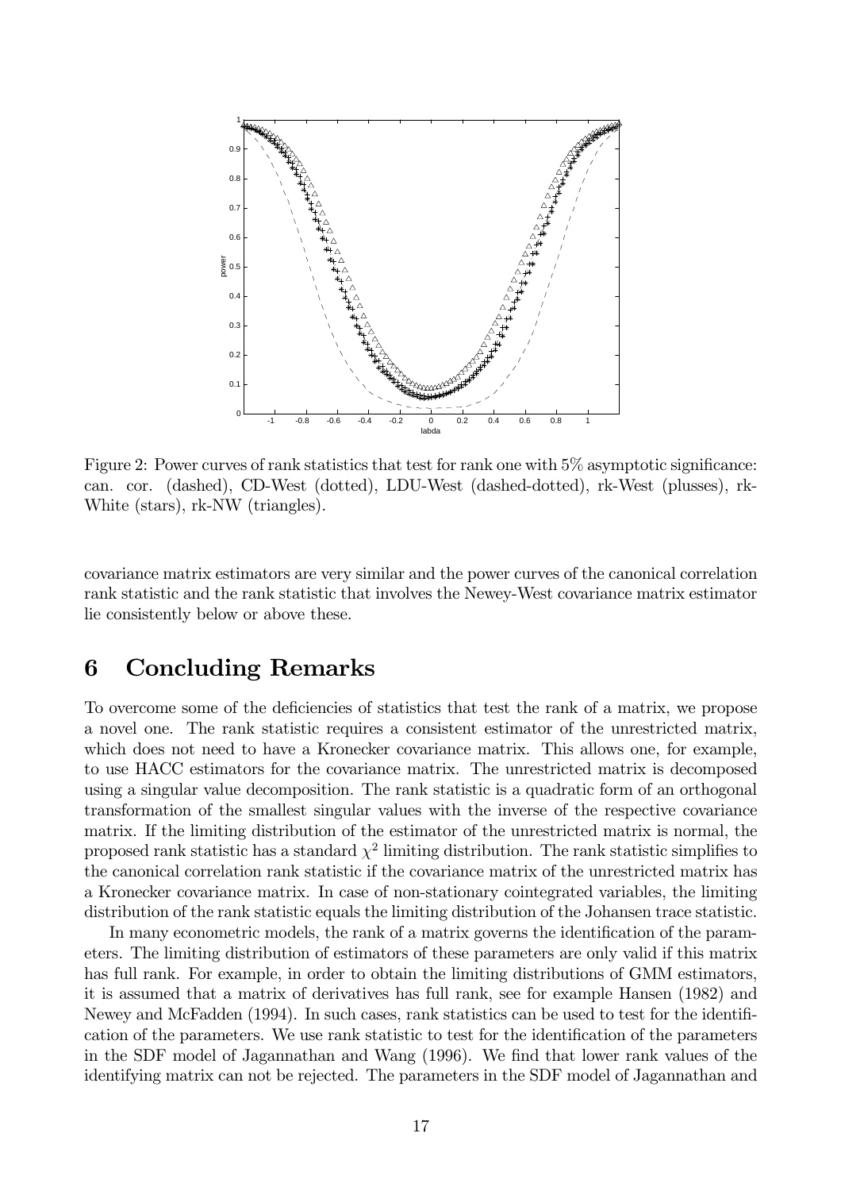Figure 2: Power curves of rank statistics that test for rank one with 5% asymptotic significance: can. cor. (dashed), CD-West (dotted), LDU-West (dashed-dotted), rk-West (plusses), rk-White (stars), rk-NW (triangles).

covariance matrix estimators are very similar and the power curves of the canonical correlation rank statistic and the rank statistic that involves the Newey-West covariance matrix estimator lie consistently below or above these.

# 6 Concluding Remarks

To overcome some of the deficiencies of statistics that test the rank of a matrix, we propose a novel one. The rank statistic requires a consistent estimator of the unrestricted matrix, which does not need to have a Kronecker covariance matrix. This allows one, for example, to use HACC estimators for the covariance matrix. The unrestricted matrix is decomposed using a singular value decomposition. The rank statistic is a quadratic form of an orthogonal transformation of the smallest singular values with the inverse of the respective covariance matrix. If the limiting distribution of the estimator of the unrestricted matrix is normal, the proposed rank statistic has a standard $\chi^2$ limiting distribution. The rank statistic simplifies to the canonical correlation rank statistic if the covariance matrix of the unrestricted matrix has a Kronecker covariance matrix. In case of non-stationary cointegrated variables, the limiting distribution of the rank statistic equals the limiting distribution of the Johansen trace statistic.

In many econometric models, the rank of a matrix governs the identification of the parameters. The limiting distribution of estimators of these parameters are only valid if this matrix has full rank. For example, in order to obtain the limiting distributions of GMM estimators, it is assumed that a matrix of derivatives has full rank, see for example Hansen (1982) and Newey and McFadden (1994). In such cases, rank statistics can be used to test for the identification of the parameters. We use rank statistic to test for the identification of the parameters in the SDF model of Jagannathan and Wang (1996). We find that lower rank values of the identifying matrix can not be rejected. The parameters in the SDF model of Jagannathan and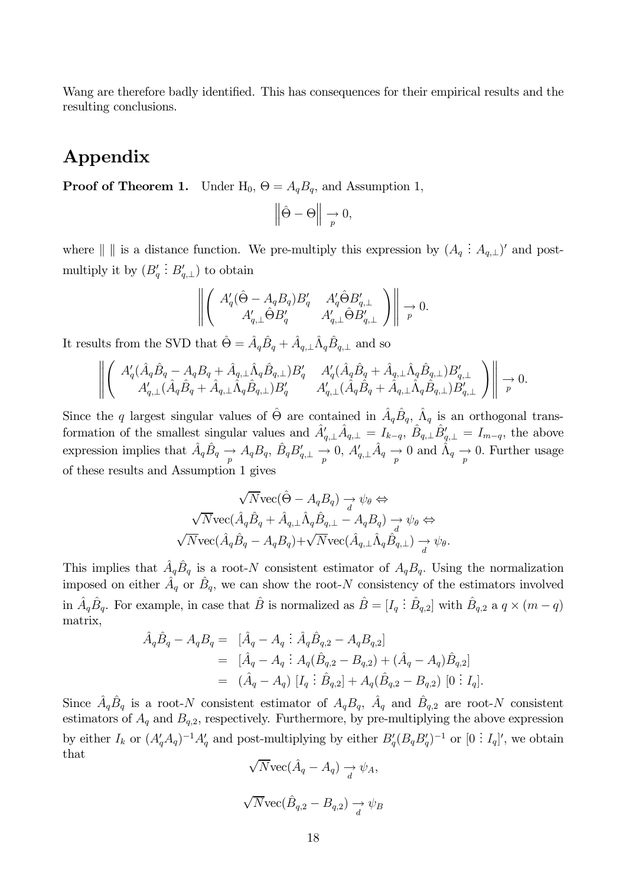Wang are therefore badly identified. This has consequences for their empirical results and the resulting conclusions.

# Appendix

**Proof of Theorem 1.** Under $\mathrm{H}_0$, $\Theta = A_q B_q$, and Assumption 1,

$$\left\| \hat{\Theta} - \Theta \right\| \underset{p}{\rightarrow} 0,$$

where $\| \ \|$ is a distance function. We pre-multiply this expression by $(A_q \vdots A_{q,\perp})'$ and post-multiply it by $(B_q' \vdots B_{q,\perp}')$ to obtain

$$\left\| \begin{pmatrix} A_q'(\hat{\Theta} - A_q B_q)B_q' & A_q'\hat{\Theta}B_{q,\perp}' \\ A_{q,\perp}'\hat{\Theta}B_q' & A_{q,\perp}'\hat{\Theta}B_{q,\perp}' \end{pmatrix} \right\| \underset{p}{\rightarrow} 0.$$

It results from the SVD that $\hat{\Theta} = \hat{A}_q\hat{B}_q + \hat{A}_{q,\perp}\hat{\Lambda}_q\hat{B}_{q,\perp}$ and so

$$\left\| \begin{pmatrix} A_q'(\hat{A}_q\hat{B}_q - A_qB_q + \hat{A}_{q,\perp}\hat{\Lambda}_q\hat{B}_{q,\perp})B_q' & A_q'(\hat{A}_q\hat{B}_q + \hat{A}_{q,\perp}\hat{\Lambda}_q\hat{B}_{q,\perp})B_{q,\perp}' \\ A_{q,\perp}'(\hat{A}_q\hat{B}_q + \hat{A}_{q,\perp}\hat{\Lambda}_q\hat{B}_{q,\perp})B_q' & A_{q,\perp}'(\hat{A}_q\hat{B}_q + \hat{A}_{q,\perp}\hat{\Lambda}_q\hat{B}_{q,\perp})B_{q,\perp}' \end{pmatrix} \right\| \underset{p}{\rightarrow} 0.$$

Since the $q$ largest singular values of $\hat{\Theta}$ are contained in $\hat{A}_q\hat{B}_q$, $\hat{\Lambda}_q$ is an orthogonal transformation of the smallest singular values and $\hat{A}_{q,\perp}'\hat{A}_{q,\perp} = I_{k-q}$, $\hat{B}_{q,\perp}\hat{B}_{q,\perp}' = I_{m-q}$, the above expression implies that $\hat{A}_q\hat{B}_q \underset{p}{\rightarrow} A_qB_q$, $\hat{B}_qB_{q,\perp}' \underset{p}{\rightarrow} 0$, $A_{q,\perp}'\hat{A}_q \underset{p}{\rightarrow} 0$ and $\hat{\Lambda}_q \underset{p}{\rightarrow} 0$. Further usage of these results and Assumption 1 gives

$$\begin{gathered} \sqrt{N}\mathrm{vec}(\hat{\Theta} - A_qB_q) \underset{d}{\rightarrow} \psi_\theta \Leftrightarrow \\ \sqrt{N}\mathrm{vec}(\hat{A}_q\hat{B}_q + \hat{A}_{q,\perp}\hat{\Lambda}_q\hat{B}_{q,\perp} - A_qB_q) \underset{d}{\rightarrow} \psi_\theta \Leftrightarrow \\ \sqrt{N}\mathrm{vec}(\hat{A}_q\hat{B}_q - A_qB_q) + \sqrt{N}\mathrm{vec}(\hat{A}_{q,\perp}\hat{\Lambda}_q\hat{B}_{q,\perp}) \underset{d}{\rightarrow} \psi_\theta. \end{gathered}$$

This implies that $\hat{A}_q\hat{B}_q$ is a root-$N$ consistent estimator of $A_qB_q$. Using the normalization imposed on either $\hat{A}_q$ or $\hat{B}_q$, we can show the root-$N$ consistency of the estimators involved in $\hat{A}_q\hat{B}_q$. For example, in case that $\hat{B}$ is normalized as $\hat{B} = [I_q \vdots \hat{B}_{q,2}]$ with $\hat{B}_{q,2}$ a $q \times (m-q)$ matrix,

$$\begin{aligned} \hat{A}_q\hat{B}_q - A_qB_q &= [\hat{A}_q - A_q \vdots \hat{A}_q\hat{B}_{q,2} - A_qB_{q,2}] \\ &= [\hat{A}_q - A_q \vdots A_q(\hat{B}_{q,2} - B_{q,2}) + (\hat{A}_q - A_q)\hat{B}_{q,2}] \\ &= (\hat{A}_q - A_q)\ [I_q \vdots \hat{B}_{q,2}] + A_q(\hat{B}_{q,2} - B_{q,2})\ [0 \vdots I_q]. \end{aligned}$$

Since $\hat{A}_q\hat{B}_q$ is a root-$N$ consistent estimator of $A_qB_q$, $\hat{A}_q$ and $\hat{B}_{q,2}$ are root-$N$ consistent estimators of $A_q$ and $B_{q,2}$, respectively. Furthermore, by pre-multiplying the above expression by either $I_k$ or $(A_q'A_q)^{-1}A_q'$ and post-multiplying by either $B_q'(B_qB_q')^{-1}$ or $[0 \vdots I_q]'$, we obtain that

$$\sqrt{N}\mathrm{vec}(\hat{A}_q - A_q) \underset{d}{\rightarrow} \psi_A,$$

$$\sqrt{N}\mathrm{vec}(\hat{B}_{q,2} - B_{q,2}) \underset{d}{\rightarrow} \psi_B$$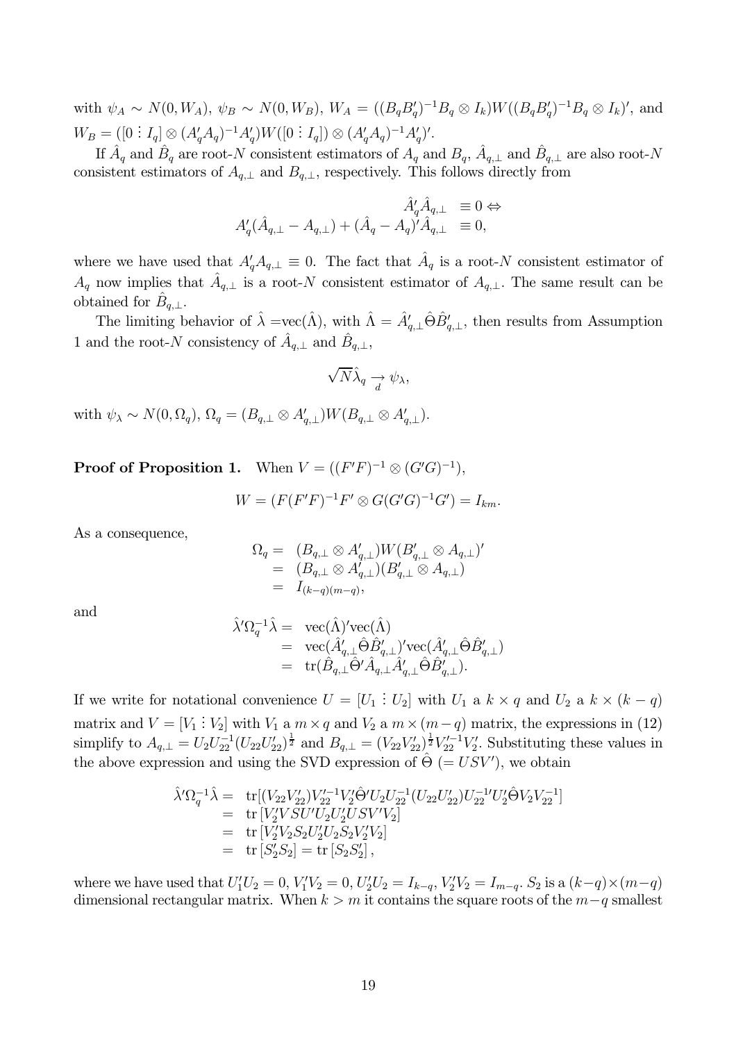with $\psi_A \sim N(0, W_A)$, $\psi_B \sim N(0, W_B)$, $W_A = ((B_q B_q')^{-1} B_q \otimes I_k) W ((B_q B_q')^{-1} B_q \otimes I_k)'$, and $W_B = ([0 \vdots I_q] \otimes (A_q' A_q)^{-1} A_q') W ([0 \vdots I_q]) \otimes (A_q' A_q)^{-1} A_q')'$.

If $\hat{A}_q$ and $\hat{B}_q$ are root-$N$ consistent estimators of $A_q$ and $B_q$, $\hat{A}_{q,\perp}$ and $\hat{B}_{q,\perp}$ are also root-$N$ consistent estimators of $A_{q,\perp}$ and $B_{q,\perp}$, respectively. This follows directly from

$$
\begin{aligned}
\hat{A}_q' \hat{A}_{q,\perp} &\equiv 0 \Leftrightarrow \\
A_q'(\hat{A}_{q,\perp} - A_{q,\perp}) + (\hat{A}_q - A_q)' \hat{A}_{q,\perp} &\equiv 0,
\end{aligned}
$$

where we have used that $A_q' A_{q,\perp} \equiv 0$. The fact that $\hat{A}_q$ is a root-$N$ consistent estimator of $A_q$ now implies that $\hat{A}_{q,\perp}$ is a root-$N$ consistent estimator of $A_{q,\perp}$. The same result can be obtained for $\hat{B}_{q,\perp}$.

The limiting behavior of $\hat{\lambda} =$vec$(\hat{\Lambda})$, with $\hat{\Lambda} = \hat{A}_{q,\perp}' \hat{\Theta} \hat{B}_{q,\perp}'$, then results from Assumption 1 and the root-$N$ consistency of $\hat{A}_{q,\perp}$ and $\hat{B}_{q,\perp}$,

$$
\sqrt{N} \hat{\lambda}_q \underset{d}{\rightarrow} \psi_\lambda,
$$

with $\psi_\lambda \sim N(0, \Omega_q)$, $\Omega_q = (B_{q,\perp} \otimes A_{q,\perp}') W (B_{q,\perp} \otimes A_{q,\perp}')$.

**Proof of Proposition 1.** When $V = ((F'F)^{-1} \otimes (G'G)^{-1})$,

$$
W = (F(F'F)^{-1} F' \otimes G(G'G)^{-1} G') = I_{km}.
$$

As a consequence,

$$
\begin{aligned}
\Omega_q &= (B_{q,\perp} \otimes A_{q,\perp}') W (B_{q,\perp}' \otimes A_{q,\perp})' \\
&= (B_{q,\perp} \otimes A_{q,\perp}')(B_{q,\perp}' \otimes A_{q,\perp}) \\
&= I_{(k-q)(m-q)},
\end{aligned}
$$

and

$$
\begin{aligned}
\hat{\lambda}' \Omega_q^{-1} \hat{\lambda} &= \text{vec}(\hat{\Lambda})' \text{vec}(\hat{\Lambda}) \\
&= \text{vec}(\hat{A}_{q,\perp}' \hat{\Theta} \hat{B}_{q,\perp}')' \text{vec}(\hat{A}_{q,\perp}' \hat{\Theta} \hat{B}_{q,\perp}') \\
&= \text{tr}(\hat{B}_{q,\perp} \hat{\Theta}' \hat{A}_{q,\perp} \hat{A}_{q,\perp}' \hat{\Theta} \hat{B}_{q,\perp}').
\end{aligned}
$$

If we write for notational convenience $U = [U_1 \vdots U_2]$ with $U_1$ a $k \times q$ and $U_2$ a $k \times (k-q)$ matrix and $V = [V_1 \vdots V_2]$ with $V_1$ a $m \times q$ and $V_2$ a $m \times (m-q)$ matrix, the expressions in (12) simplify to $A_{q,\perp} = U_2 U_{22}^{-1} (U_{22} U_{22}')^{\frac{1}{2}}$ and $B_{q,\perp} = (V_{22} V_{22}')^{\frac{1}{2}} V_{22}'^{-1} V_2'$. Substituting these values in the above expression and using the SVD expression of $\hat{\Theta}$ $(= USV')$, we obtain

$$
\begin{aligned}
\hat{\lambda}' \Omega_q^{-1} \hat{\lambda} &= \text{tr}[(V_{22} V_{22}') V_{22}'^{-1} V_2' \hat{\Theta}' U_2 U_{22}^{-1} (U_{22} U_{22}') U_{22}^{-1\prime} U_2' \hat{\Theta} V_2 V_{22}^{-1}] \\
&= \text{tr}\,[V_2' V S U' U_2 U_2' U S V' V_2] \\
&= \text{tr}\,[V_2' V_2 S_2 U_2' U_2 S_2 V_2' V_2] \\
&= \text{tr}\,[S_2' S_2] = \text{tr}\,[S_2 S_2'],
\end{aligned}
$$

where we have used that $U_1' U_2 = 0$, $V_1' V_2 = 0$, $U_2' U_2 = I_{k-q}$, $V_2' V_2 = I_{m-q}$. $S_2$ is a $(k-q) \times (m-q)$ dimensional rectangular matrix. When $k > m$ it contains the square roots of the $m-q$ smallest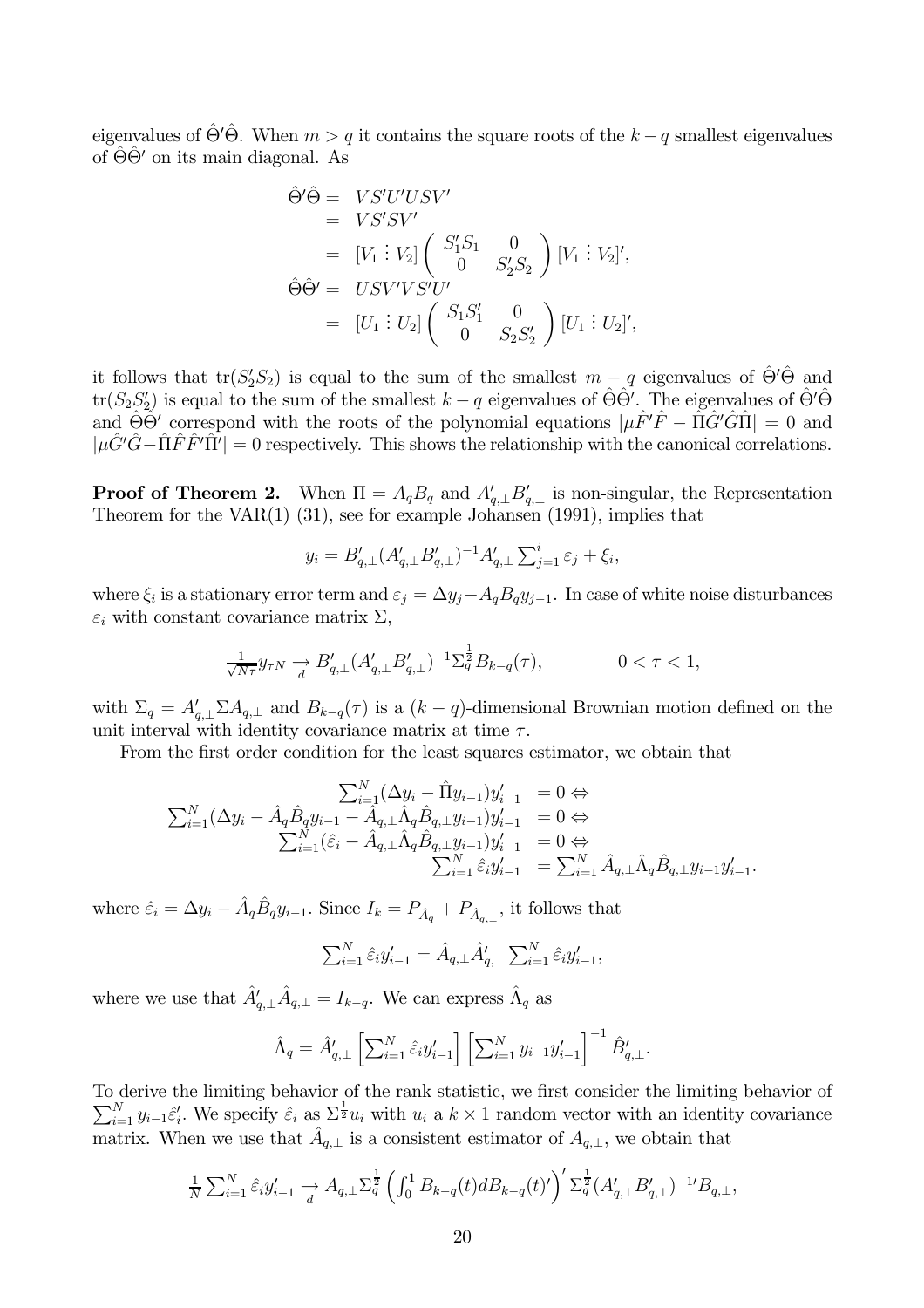eigenvalues of $\hat{\Theta}'\hat{\Theta}$. When $m > q$ it contains the square roots of the $k - q$ smallest eigenvalues of $\hat{\Theta}\hat{\Theta}'$ on its main diagonal. As

$$
\begin{aligned}
\hat{\Theta}'\hat{\Theta} &= VS'U'USV' \\
&= VS'SV' \\
&= [V_1 \vdots V_2] \begin{pmatrix} S_1'S_1 & 0 \\ 0 & S_2'S_2 \end{pmatrix} [V_1 \vdots V_2]', \\
\hat{\Theta}\hat{\Theta}' &= USV'VS'U' \\
&= [U_1 \vdots U_2] \begin{pmatrix} S_1S_1' & 0 \\ 0 & S_2S_2' \end{pmatrix} [U_1 \vdots U_2]',
\end{aligned}
$$

it follows that $\text{tr}(S_2'S_2)$ is equal to the sum of the smallest $m - q$ eigenvalues of $\hat{\Theta}'\hat{\Theta}$ and $\text{tr}(S_2S_2')$ is equal to the sum of the smallest $k - q$ eigenvalues of $\hat{\Theta}\hat{\Theta}'$. The eigenvalues of $\hat{\Theta}'\hat{\Theta}$ and $\hat{\Theta}\hat{\Theta}'$ correspond with the roots of the polynomial equations $|\mu\hat{F}'\hat{F} - \hat{\Pi}\hat{G}'\hat{G}\hat{\Pi}| = 0$ and $|\mu\hat{G}'\hat{G} - \hat{\Pi}\hat{F}\hat{F}'\hat{\Pi}'| = 0$ respectively. This shows the relationship with the canonical correlations.

**Proof of Theorem 2.** When $\Pi = A_qB_q$ and $A_{q,\perp}'B_{q,\perp}'$ is non-singular, the Representation Theorem for the VAR(1) (31), see for example Johansen (1991), implies that

$$
y_i = B_{q,\perp}'(A_{q,\perp}'B_{q,\perp}')^{-1}A_{q,\perp}'\textstyle\sum_{j=1}^{i}\varepsilon_j + \xi_i,
$$

where $\xi_i$ is a stationary error term and $\varepsilon_j = \Delta y_j - A_qB_qy_{j-1}$. In case of white noise disturbances $\varepsilon_i$ with constant covariance matrix $\Sigma$,

$$
\tfrac{1}{\sqrt{N\tau}}y_{\tau N} \underset{d}{\rightarrow} B_{q,\perp}'(A_{q,\perp}'B_{q,\perp}')^{-1}\Sigma_q^{\frac{1}{2}}B_{k-q}(\tau), \qquad 0 < \tau < 1,
$$

with $\Sigma_q = A_{q,\perp}'\Sigma A_{q,\perp}$ and $B_{k-q}(\tau)$ is a $(k-q)$-dimensional Brownian motion defined on the unit interval with identity covariance matrix at time $\tau$.

From the first order condition for the least squares estimator, we obtain that

$$
\begin{aligned}
\textstyle\sum_{i=1}^{N}(\Delta y_i - \hat{\Pi}y_{i-1})y_{i-1}' &= 0 \Leftrightarrow \\
\textstyle\sum_{i=1}^{N}(\Delta y_i - \hat{A}_q\hat{B}_qy_{i-1} - \hat{A}_{q,\perp}\hat{\Lambda}_q\hat{B}_{q,\perp}y_{i-1})y_{i-1}' &= 0 \Leftrightarrow \\
\textstyle\sum_{i=1}^{N}(\hat{\varepsilon}_i - \hat{A}_{q,\perp}\hat{\Lambda}_q\hat{B}_{q,\perp}y_{i-1})y_{i-1}' &= 0 \Leftrightarrow \\
\textstyle\sum_{i=1}^{N}\hat{\varepsilon}_iy_{i-1}' &= \textstyle\sum_{i=1}^{N}\hat{A}_{q,\perp}\hat{\Lambda}_q\hat{B}_{q,\perp}y_{i-1}y_{i-1}'.
\end{aligned}
$$

where $\hat{\varepsilon}_i = \Delta y_i - \hat{A}_q\hat{B}_qy_{i-1}$. Since $I_k = P_{\hat{A}_q} + P_{\hat{A}_{q,\perp}}$, it follows that

$$
\textstyle\sum_{i=1}^{N}\hat{\varepsilon}_iy_{i-1}' = \hat{A}_{q,\perp}\hat{A}_{q,\perp}'\textstyle\sum_{i=1}^{N}\hat{\varepsilon}_iy_{i-1}',
$$

where we use that $\hat{A}_{q,\perp}'\hat{A}_{q,\perp} = I_{k-q}$. We can express $\hat{\Lambda}_q$ as

$$
\hat{\Lambda}_q = \hat{A}_{q,\perp}'\left[\textstyle\sum_{i=1}^{N}\hat{\varepsilon}_iy_{i-1}'\right]\left[\textstyle\sum_{i=1}^{N}y_{i-1}y_{i-1}'\right]^{-1}\hat{B}_{q,\perp}'.
$$

To derive the limiting behavior of the rank statistic, we first consider the limiting behavior of $\sum_{i=1}^{N}y_{i-1}\hat{\varepsilon}_i'$. We specify $\hat{\varepsilon}_i$ as $\Sigma^{\frac{1}{2}}u_i$ with $u_i$ a $k \times 1$ random vector with an identity covariance matrix. When we use that $\hat{A}_{q,\perp}$ is a consistent estimator of $A_{q,\perp}$, we obtain that

$$
\tfrac{1}{N}\textstyle\sum_{i=1}^{N}\hat{\varepsilon}_iy_{i-1}' \underset{d}{\rightarrow} A_{q,\perp}\Sigma_q^{\frac{1}{2}}\left(\int_0^1 B_{k-q}(t)dB_{k-q}(t)'\right)'\Sigma_q^{\frac{1}{2}}(A_{q,\perp}'B_{q,\perp}')^{-1\prime}B_{q,\perp},
$$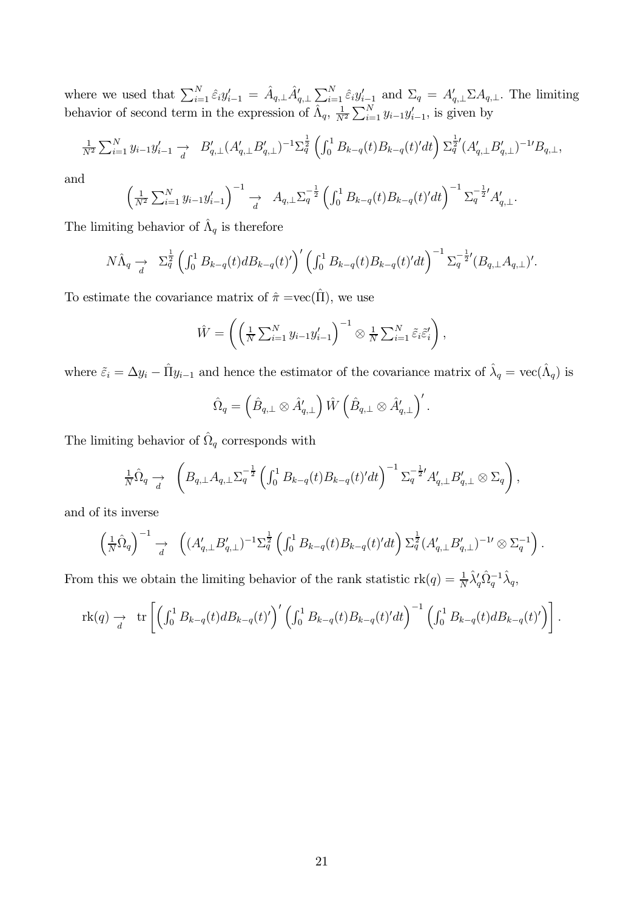where we used that $\sum_{i=1}^{N}\hat{\varepsilon}_i y_{i-1}' = \hat{A}_{q,\perp}\hat{A}_{q,\perp}'\sum_{i=1}^{N}\hat{\varepsilon}_i y_{i-1}'$ and $\Sigma_q = A_{q,\perp}'\Sigma A_{q,\perp}$. The limiting behavior of second term in the expression of $\hat{\Lambda}_q$, $\frac{1}{N^2}\sum_{i=1}^{N} y_{i-1}y_{i-1}'$, is given by

$$\tfrac{1}{N^2}\textstyle\sum_{i=1}^{N} y_{i-1}y_{i-1}' \underset{d}{\rightarrow} \quad B_{q,\perp}'(A_{q,\perp}'B_{q,\perp}')^{-1}\Sigma_q^{\frac{1}{2}}\left(\int_0^1 B_{k-q}(t)B_{k-q}(t)'dt\right)\Sigma_q^{\frac{1}{2}\prime}(A_{q,\perp}'B_{q,\perp}')^{-1\prime}B_{q,\perp},$$

and

$$\left(\tfrac{1}{N^2}\textstyle\sum_{i=1}^{N} y_{i-1}y_{i-1}'\right)^{-1} \underset{d}{\rightarrow} \quad A_{q,\perp}\Sigma_q^{-\frac{1}{2}}\left(\int_0^1 B_{k-q}(t)B_{k-q}(t)'dt\right)^{-1}\Sigma_q^{-\frac{1}{2}\prime}A_{q,\perp}'.$$

The limiting behavior of $\hat{\Lambda}_q$ is therefore

$$N\hat{\Lambda}_q \underset{d}{\rightarrow} \quad \Sigma_q^{\frac{1}{2}}\left(\int_0^1 B_{k-q}(t)dB_{k-q}(t)'\right)'\left(\int_0^1 B_{k-q}(t)B_{k-q}(t)'dt\right)^{-1}\Sigma_q^{-\frac{1}{2}\prime}(B_{q,\perp}A_{q,\perp})'.$$

To estimate the covariance matrix of $\hat{\pi}=$vec$(\hat{\Pi})$, we use

$$\hat{W} = \left(\left(\tfrac{1}{N}\textstyle\sum_{i=1}^{N} y_{i-1}y_{i-1}'\right)^{-1}\otimes\tfrac{1}{N}\textstyle\sum_{i=1}^{N}\tilde{\varepsilon}_i\tilde{\varepsilon}_i'\right),$$

where $\tilde{\varepsilon}_i = \Delta y_i - \hat{\Pi}y_{i-1}$ and hence the estimator of the covariance matrix of $\hat{\lambda}_q = \text{vec}(\hat{\Lambda}_q)$ is

$$\hat{\Omega}_q = \left(\hat{B}_{q,\perp}\otimes\hat{A}_{q,\perp}'\right)\hat{W}\left(\hat{B}_{q,\perp}\otimes\hat{A}_{q,\perp}'\right)'.$$

The limiting behavior of $\hat{\Omega}_q$ corresponds with

$$\tfrac{1}{N}\hat{\Omega}_q \underset{d}{\rightarrow} \quad \left(B_{q,\perp}A_{q,\perp}\Sigma_q^{-\frac{1}{2}}\left(\int_0^1 B_{k-q}(t)B_{k-q}(t)'dt\right)^{-1}\Sigma_q^{-\frac{1}{2}\prime}A_{q,\perp}'B_{q,\perp}'\otimes\Sigma_q\right),$$

and of its inverse

$$\left(\tfrac{1}{N}\hat{\Omega}_q\right)^{-1} \underset{d}{\rightarrow} \quad \left((A_{q,\perp}'B_{q,\perp}')^{-1}\Sigma_q^{\frac{1}{2}}\left(\int_0^1 B_{k-q}(t)B_{k-q}(t)'dt\right)\Sigma_q^{\frac{1}{2}}(A_{q,\perp}'B_{q,\perp}')^{-1\prime}\otimes\Sigma_q^{-1}\right).$$

From this we obtain the limiting behavior of the rank statistic $\text{rk}(q) = \frac{1}{N}\hat{\lambda}_q'\hat{\Omega}_q^{-1}\hat{\lambda}_q$,

$$\text{rk}(q) \underset{d}{\rightarrow} \quad \text{tr}\left[\left(\int_0^1 B_{k-q}(t)dB_{k-q}(t)'\right)'\left(\int_0^1 B_{k-q}(t)B_{k-q}(t)'dt\right)^{-1}\left(\int_0^1 B_{k-q}(t)dB_{k-q}(t)'\right)\right].$$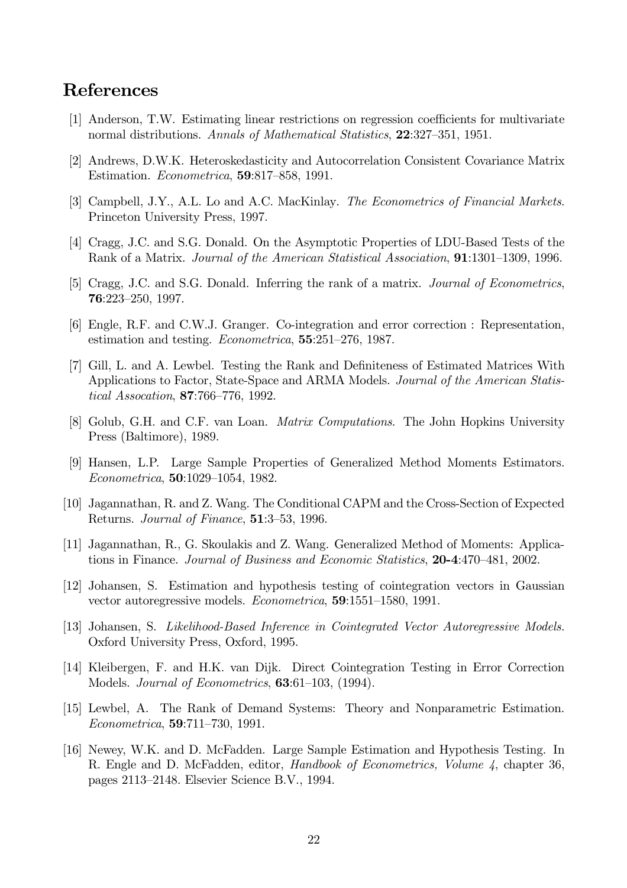## References

[1] Anderson, T.W. Estimating linear restrictions on regression coefficients for multivariate normal distributions. *Annals of Mathematical Statistics*, **22**:327–351, 1951.

[2] Andrews, D.W.K. Heteroskedasticity and Autocorrelation Consistent Covariance Matrix Estimation. *Econometrica*, **59**:817–858, 1991.

[3] Campbell, J.Y., A.L. Lo and A.C. MacKinlay. *The Econometrics of Financial Markets*. Princeton University Press, 1997.

[4] Cragg, J.C. and S.G. Donald. On the Asymptotic Properties of LDU-Based Tests of the Rank of a Matrix. *Journal of the American Statistical Association*, **91**:1301–1309, 1996.

[5] Cragg, J.C. and S.G. Donald. Inferring the rank of a matrix. *Journal of Econometrics*, **76**:223–250, 1997.

[6] Engle, R.F. and C.W.J. Granger. Co-integration and error correction : Representation, estimation and testing. *Econometrica*, **55**:251–276, 1987.

[7] Gill, L. and A. Lewbel. Testing the Rank and Definiteness of Estimated Matrices With Applications to Factor, State-Space and ARMA Models. *Journal of the American Statistical Assocation*, **87**:766–776, 1992.

[8] Golub, G.H. and C.F. van Loan. *Matrix Computations*. The John Hopkins University Press (Baltimore), 1989.

[9] Hansen, L.P. Large Sample Properties of Generalized Method Moments Estimators. *Econometrica*, **50**:1029–1054, 1982.

[10] Jagannathan, R. and Z. Wang. The Conditional CAPM and the Cross-Section of Expected Returns. *Journal of Finance*, **51**:3–53, 1996.

[11] Jagannathan, R., G. Skoulakis and Z. Wang. Generalized Method of Moments: Applications in Finance. *Journal of Business and Economic Statistics*, **20-4**:470–481, 2002.

[12] Johansen, S. Estimation and hypothesis testing of cointegration vectors in Gaussian vector autoregressive models. *Econometrica*, **59**:1551–1580, 1991.

[13] Johansen, S. *Likelihood-Based Inference in Cointegrated Vector Autoregressive Models*. Oxford University Press, Oxford, 1995.

[14] Kleibergen, F. and H.K. van Dijk. Direct Cointegration Testing in Error Correction Models. *Journal of Econometrics*, **63**:61–103, (1994).

[15] Lewbel, A. The Rank of Demand Systems: Theory and Nonparametric Estimation. *Econometrica*, **59**:711–730, 1991.

[16] Newey, W.K. and D. McFadden. Large Sample Estimation and Hypothesis Testing. In R. Engle and D. McFadden, editor, *Handbook of Econometrics, Volume 4*, chapter 36, pages 2113–2148. Elsevier Science B.V., 1994.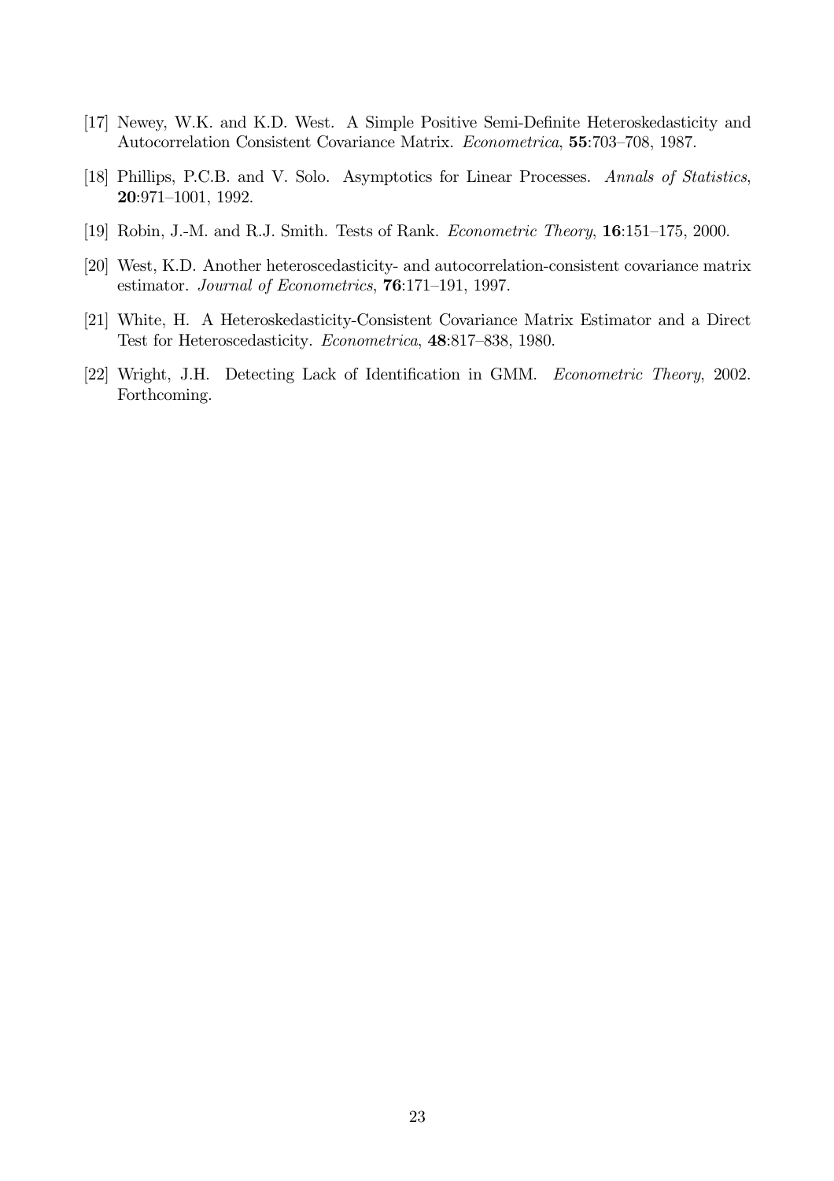[17] Newey, W.K. and K.D. West. A Simple Positive Semi-Definite Heteroskedasticity and Autocorrelation Consistent Covariance Matrix. *Econometrica*, **55**:703–708, 1987.

[18] Phillips, P.C.B. and V. Solo. Asymptotics for Linear Processes. *Annals of Statistics*, **20**:971–1001, 1992.

[19] Robin, J.-M. and R.J. Smith. Tests of Rank. *Econometric Theory*, **16**:151–175, 2000.

[20] West, K.D. Another heteroscedasticity- and autocorrelation-consistent covariance matrix estimator. *Journal of Econometrics*, **76**:171–191, 1997.

[21] White, H. A Heteroskedasticity-Consistent Covariance Matrix Estimator and a Direct Test for Heteroscedasticity. *Econometrica*, **48**:817–838, 1980.

[22] Wright, J.H. Detecting Lack of Identification in GMM. *Econometric Theory*, 2002. Forthcoming.